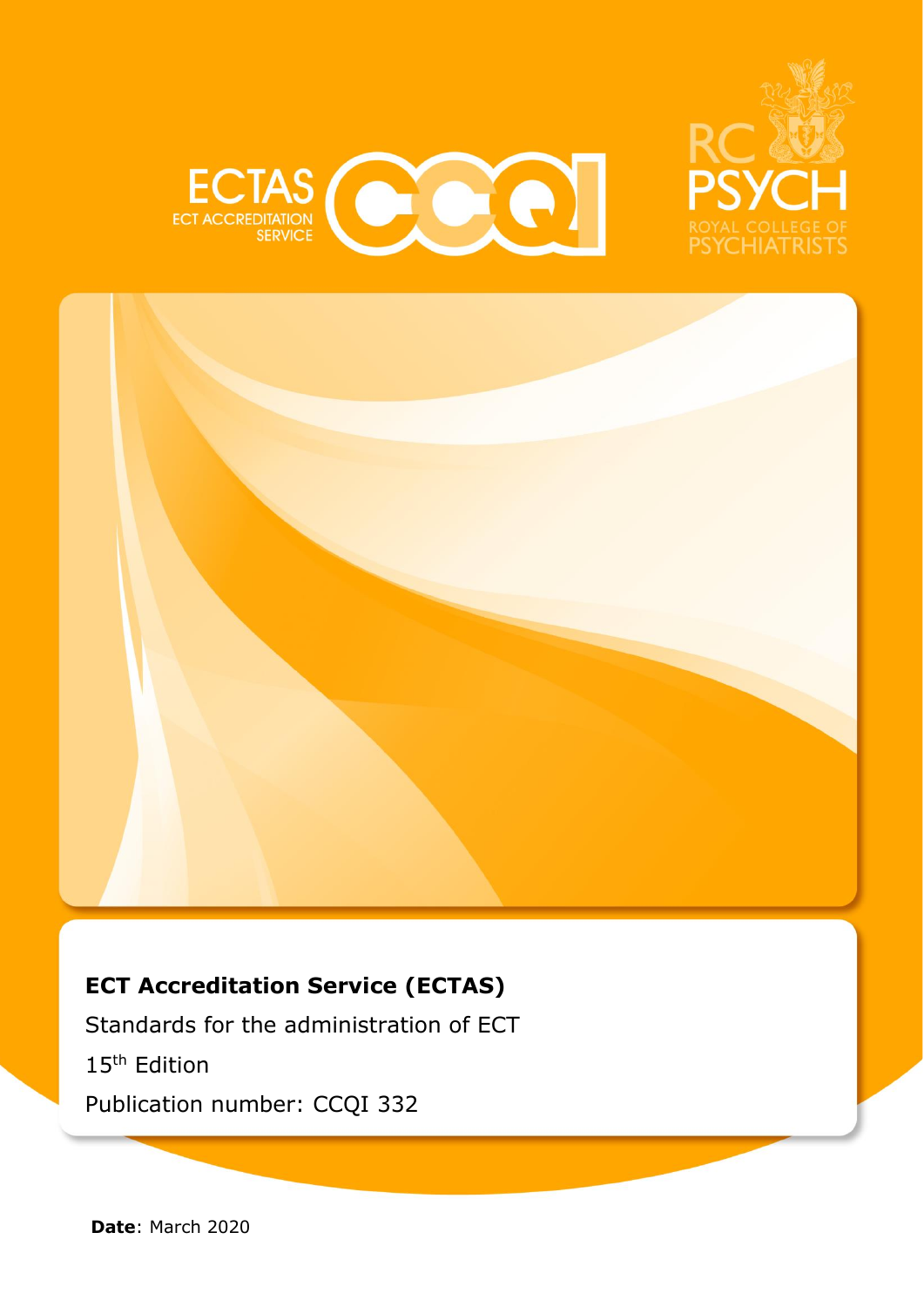ECTAS ECT ACCREDITATION SERVICE

RC PSYCH ROYAL COLLEGE OF PSYCHIATRISTS

**ECT Accreditation Service (ECTAS)**

Standards for the administration of ECT

15th Edition

Publication number: CCQI 332

**Date**: March 2020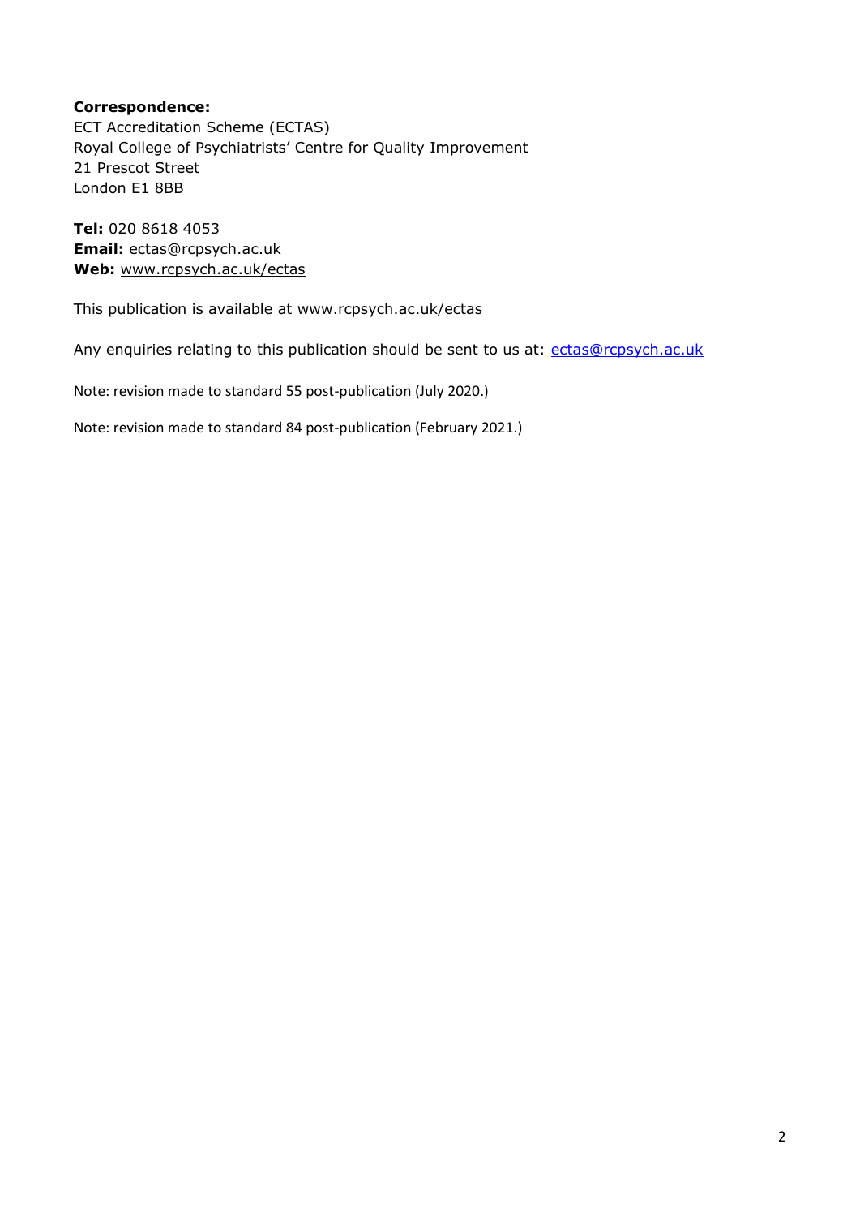**Correspondence:**
ECT Accreditation Scheme (ECTAS)
Royal College of Psychiatrists' Centre for Quality Improvement
21 Prescot Street
London E1 8BB

**Tel:** 020 8618 4053
**Email:** ectas@rcpsych.ac.uk
**Web:** www.rcpsych.ac.uk/ectas

This publication is available at www.rcpsych.ac.uk/ectas

Any enquiries relating to this publication should be sent to us at: ectas@rcpsych.ac.uk

Note: revision made to standard 55 post-publication (July 2020.)

Note: revision made to standard 84 post-publication (February 2021.)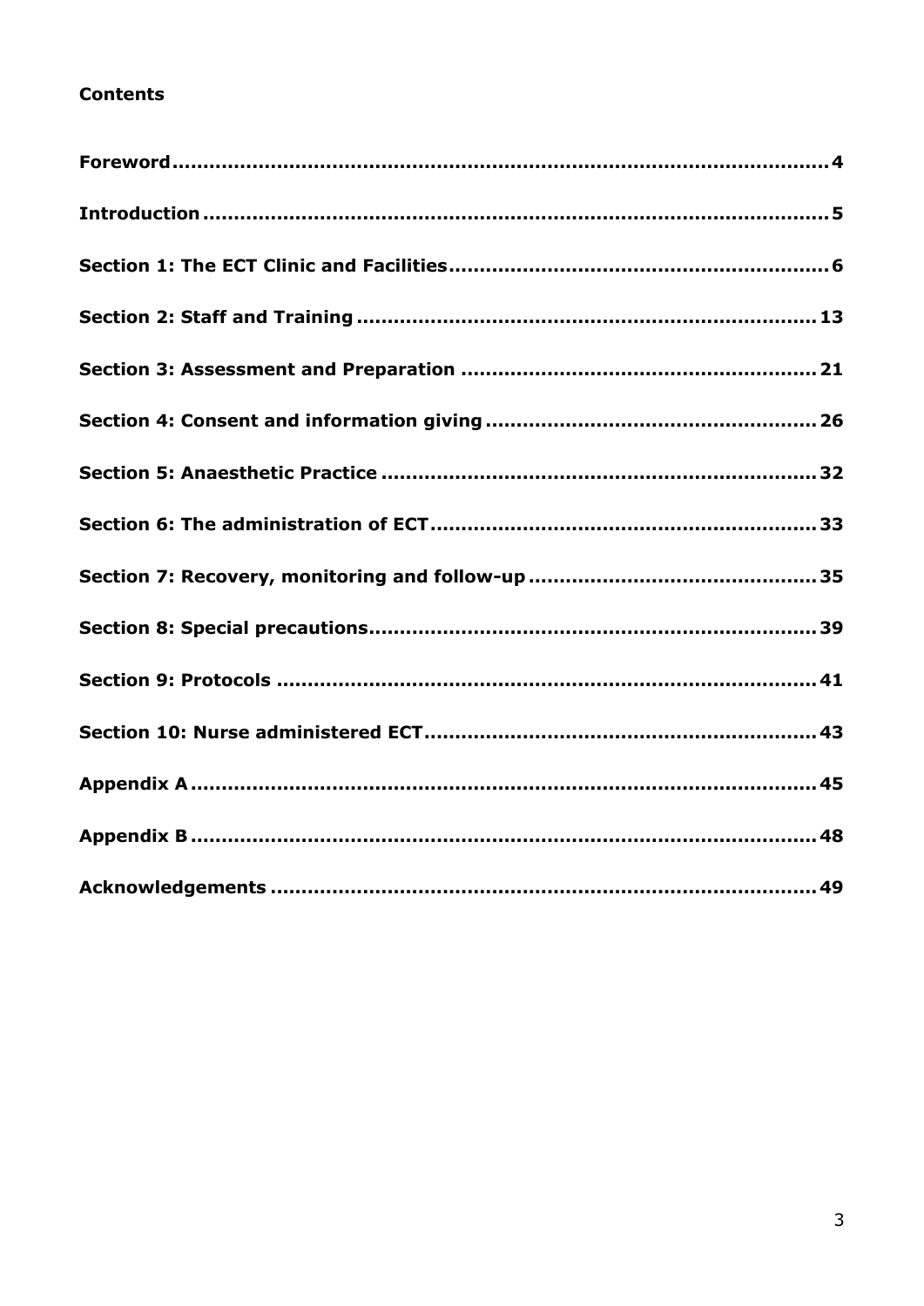**Contents**

| | |
|---|---|
| **Foreword** | **4** |
| **Introduction** | **5** |
| **Section 1: The ECT Clinic and Facilities** | **6** |
| **Section 2: Staff and Training** | **13** |
| **Section 3: Assessment and Preparation** | **21** |
| **Section 4: Consent and information giving** | **26** |
| **Section 5: Anaesthetic Practice** | **32** |
| **Section 6: The administration of ECT** | **33** |
| **Section 7: Recovery, monitoring and follow-up** | **35** |
| **Section 8: Special precautions** | **39** |
| **Section 9: Protocols** | **41** |
| **Section 10: Nurse administered ECT** | **43** |
| **Appendix A** | **45** |
| **Appendix B** | **48** |
| **Acknowledgements** | **49** |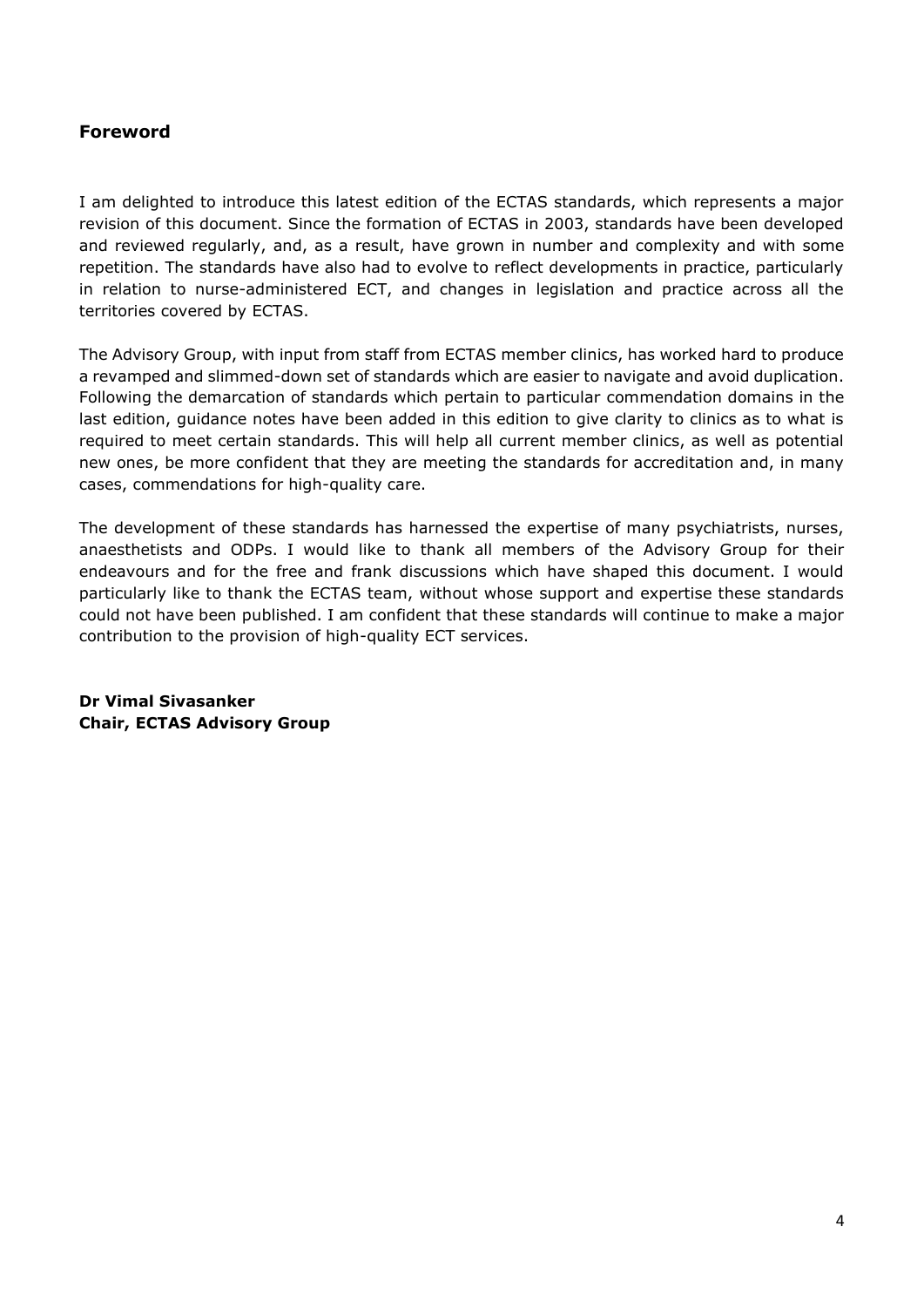## Foreword

I am delighted to introduce this latest edition of the ECTAS standards, which represents a major revision of this document. Since the formation of ECTAS in 2003, standards have been developed and reviewed regularly, and, as a result, have grown in number and complexity and with some repetition. The standards have also had to evolve to reflect developments in practice, particularly in relation to nurse-administered ECT, and changes in legislation and practice across all the territories covered by ECTAS.

The Advisory Group, with input from staff from ECTAS member clinics, has worked hard to produce a revamped and slimmed-down set of standards which are easier to navigate and avoid duplication. Following the demarcation of standards which pertain to particular commendation domains in the last edition, guidance notes have been added in this edition to give clarity to clinics as to what is required to meet certain standards. This will help all current member clinics, as well as potential new ones, be more confident that they are meeting the standards for accreditation and, in many cases, commendations for high-quality care.

The development of these standards has harnessed the expertise of many psychiatrists, nurses, anaesthetists and ODPs. I would like to thank all members of the Advisory Group for their endeavours and for the free and frank discussions which have shaped this document. I would particularly like to thank the ECTAS team, without whose support and expertise these standards could not have been published. I am confident that these standards will continue to make a major contribution to the provision of high-quality ECT services.

**Dr Vimal Sivasanker**
**Chair, ECTAS Advisory Group**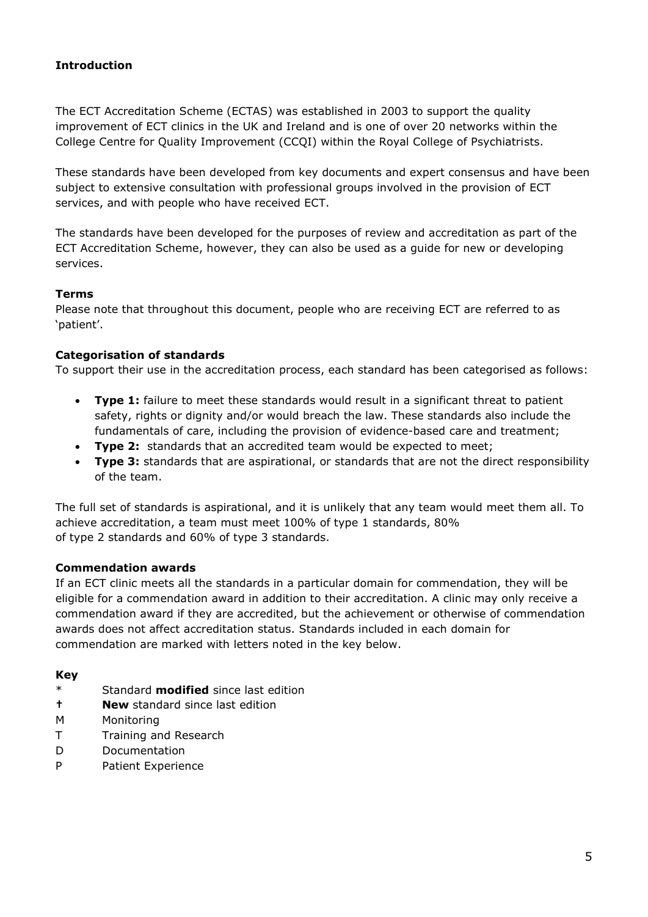## Introduction

The ECT Accreditation Scheme (ECTAS) was established in 2003 to support the quality improvement of ECT clinics in the UK and Ireland and is one of over 20 networks within the College Centre for Quality Improvement (CCQI) within the Royal College of Psychiatrists.

These standards have been developed from key documents and expert consensus and have been subject to extensive consultation with professional groups involved in the provision of ECT services, and with people who have received ECT.

The standards have been developed for the purposes of review and accreditation as part of the ECT Accreditation Scheme, however, they can also be used as a guide for new or developing services.

### Terms

Please note that throughout this document, people who are receiving ECT are referred to as 'patient'.

### Categorisation of standards

To support their use in the accreditation process, each standard has been categorised as follows:

- **Type 1:** failure to meet these standards would result in a significant threat to patient safety, rights or dignity and/or would breach the law. These standards also include the fundamentals of care, including the provision of evidence-based care and treatment;
- **Type 2:** standards that an accredited team would be expected to meet;
- **Type 3:** standards that are aspirational, or standards that are not the direct responsibility of the team.

The full set of standards is aspirational, and it is unlikely that any team would meet them all. To achieve accreditation, a team must meet 100% of type 1 standards, 80% of type 2 standards and 60% of type 3 standards.

### Commendation awards

If an ECT clinic meets all the standards in a particular domain for commendation, they will be eligible for a commendation award in addition to their accreditation. A clinic may only receive a commendation award if they are accredited, but the achievement or otherwise of commendation awards does not affect accreditation status. Standards included in each domain for commendation are marked with letters noted in the key below.

### Key

| | |
|---|---|
| * | Standard **modified** since last edition |
| † | **New** standard since last edition |
| M | Monitoring |
| T | Training and Research |
| D | Documentation |
| P | Patient Experience |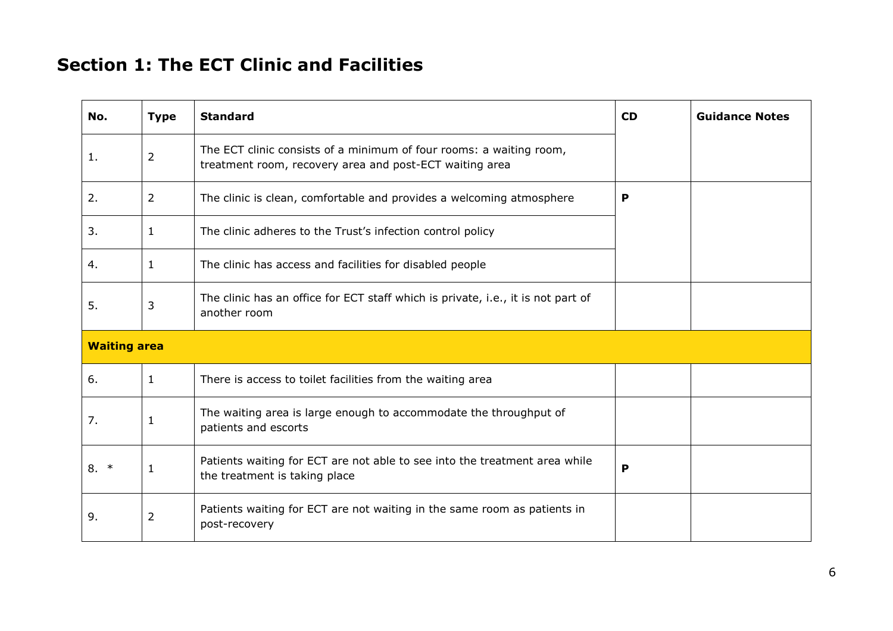## Section 1: The ECT Clinic and Facilities

| No. | Type | Standard | CD | Guidance Notes |
|---|---|---|---|---|
| 1. | 2 | The ECT clinic consists of a minimum of four rooms: a waiting room, treatment room, recovery area and post-ECT waiting area | | |
| 2. | 2 | The clinic is clean, comfortable and provides a welcoming atmosphere | **P** | |
| 3. | 1 | The clinic adheres to the Trust's infection control policy | | |
| 4. | 1 | The clinic has access and facilities for disabled people | | |
| 5. | 3 | The clinic has an office for ECT staff which is private, i.e., it is not part of another room | | |
| **Waiting area** | | | | |
| 6. | 1 | There is access to toilet facilities from the waiting area | | |
| 7. | 1 | The waiting area is large enough to accommodate the throughput of patients and escorts | | |
| 8. * | 1 | Patients waiting for ECT are not able to see into the treatment area while the treatment is taking place | **P** | |
| 9. | 2 | Patients waiting for ECT are not waiting in the same room as patients in post-recovery | | |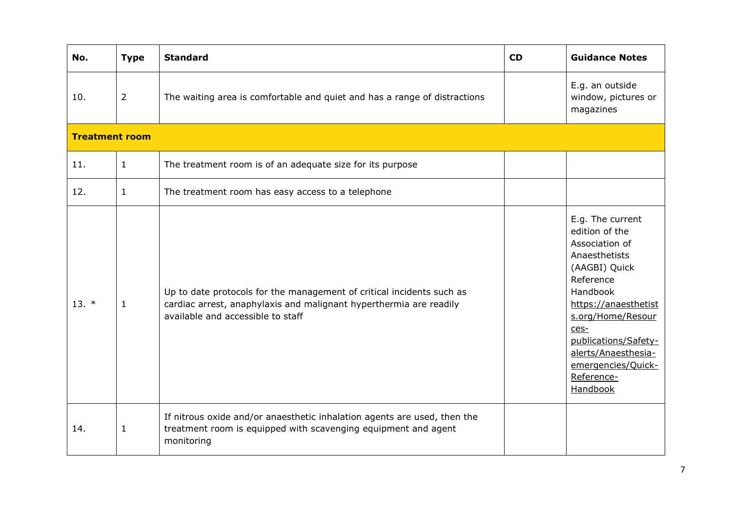| No. | Type | Standard | CD | Guidance Notes |
|---|---|---|---|---|
| 10. | 2 | The waiting area is comfortable and quiet and has a range of distractions | | E.g. an outside window, pictures or magazines |
| **Treatment room** | | | | |
| 11. | 1 | The treatment room is of an adequate size for its purpose | | |
| 12. | 1 | The treatment room has easy access to a telephone | | |
| 13. * | 1 | Up to date protocols for the management of critical incidents such as cardiac arrest, anaphylaxis and malignant hyperthermia are readily available and accessible to staff | | E.g. The current edition of the Association of Anaesthetists (AAGBI) Quick Reference Handbook https://anaesthetists.org/Home/Resources-publications/Safety-alerts/Anaesthesia-emergencies/Quick-Reference-Handbook |
| 14. | 1 | If nitrous oxide and/or anaesthetic inhalation agents are used, then the treatment room is equipped with scavenging equipment and agent monitoring | | |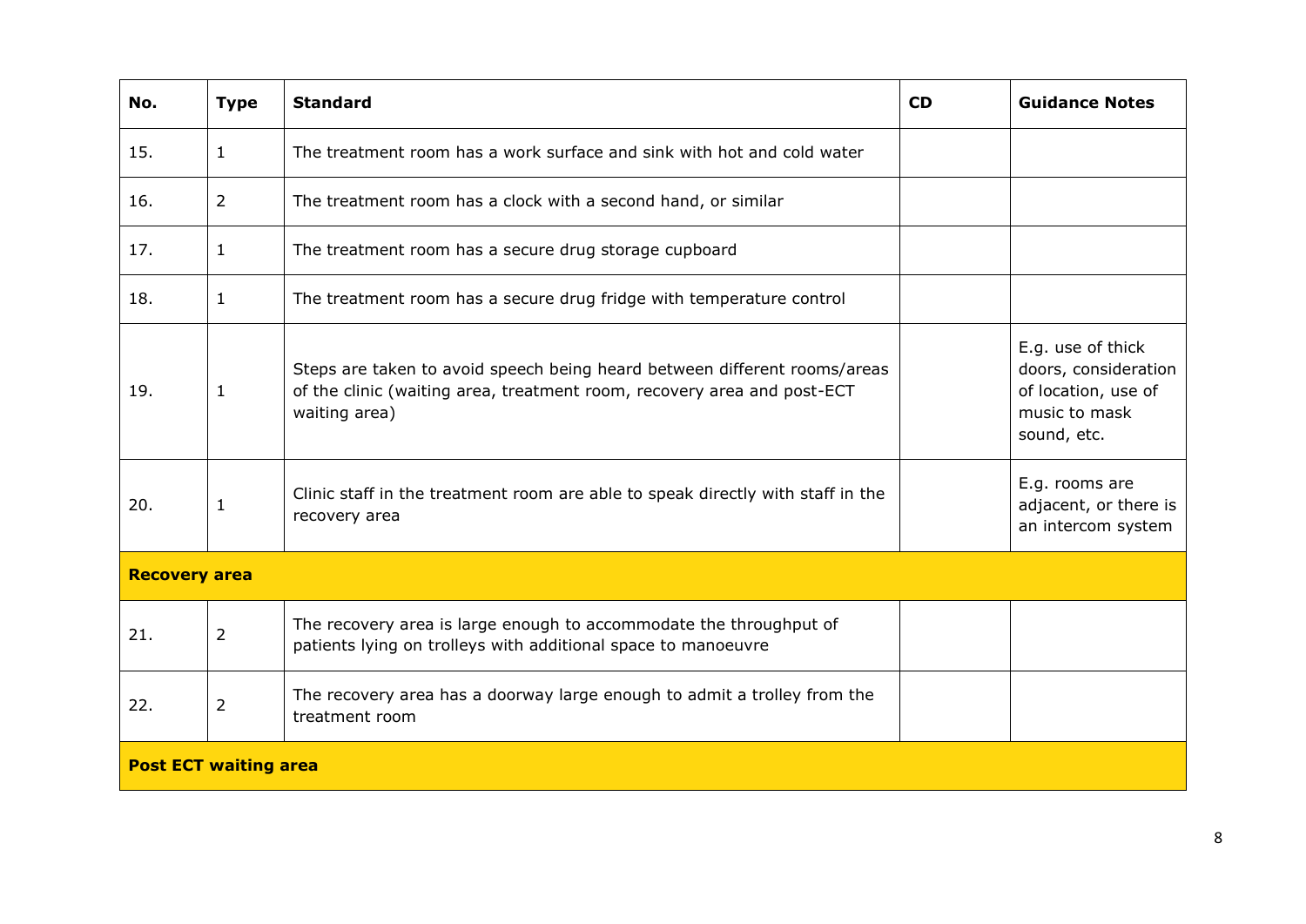| No. | Type | Standard | CD | Guidance Notes |
|---|---|---|---|---|
| 15. | 1 | The treatment room has a work surface and sink with hot and cold water | | |
| 16. | 2 | The treatment room has a clock with a second hand, or similar | | |
| 17. | 1 | The treatment room has a secure drug storage cupboard | | |
| 18. | 1 | The treatment room has a secure drug fridge with temperature control | | |
| 19. | 1 | Steps are taken to avoid speech being heard between different rooms/areas of the clinic (waiting area, treatment room, recovery area and post-ECT waiting area) | | E.g. use of thick doors, consideration of location, use of music to mask sound, etc. |
| 20. | 1 | Clinic staff in the treatment room are able to speak directly with staff in the recovery area | | E.g. rooms are adjacent, or there is an intercom system |
| **Recovery area** | | | | |
| 21. | 2 | The recovery area is large enough to accommodate the throughput of patients lying on trolleys with additional space to manoeuvre | | |
| 22. | 2 | The recovery area has a doorway large enough to admit a trolley from the treatment room | | |
| **Post ECT waiting area** | | | | |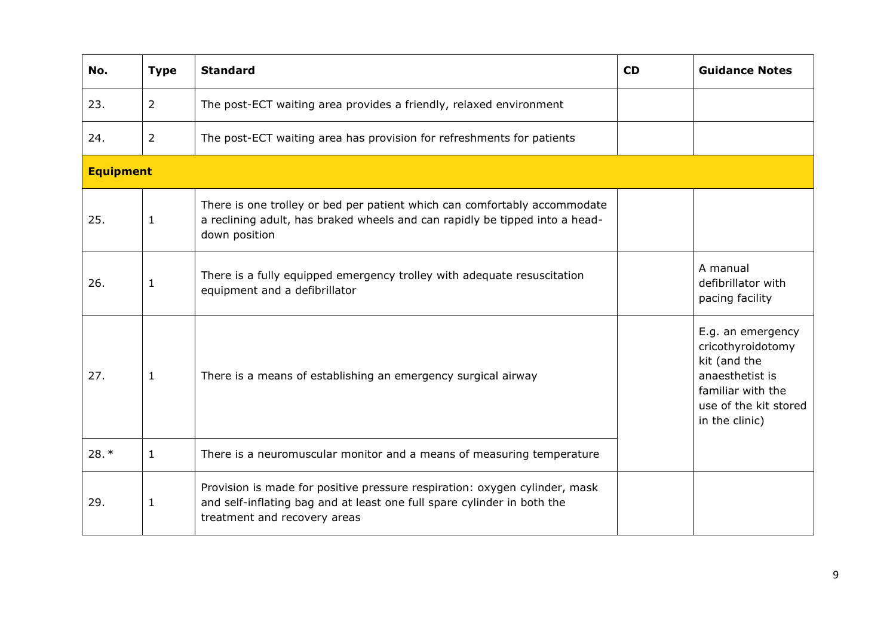| No. | Type | Standard | CD | Guidance Notes |
|---|---|---|---|---|
| 23. | 2 | The post-ECT waiting area provides a friendly, relaxed environment | | |
| 24. | 2 | The post-ECT waiting area has provision for refreshments for patients | | |
| **Equipment** | | | | |
| 25. | 1 | There is one trolley or bed per patient which can comfortably accommodate a reclining adult, has braked wheels and can rapidly be tipped into a head-down position | | |
| 26. | 1 | There is a fully equipped emergency trolley with adequate resuscitation equipment and a defibrillator | | A manual defibrillator with pacing facility |
| 27. | 1 | There is a means of establishing an emergency surgical airway | | E.g. an emergency cricothyroidotomy kit (and the anaesthetist is familiar with the use of the kit stored in the clinic) |
| 28. * | 1 | There is a neuromuscular monitor and a means of measuring temperature | | |
| 29. | 1 | Provision is made for positive pressure respiration: oxygen cylinder, mask and self-inflating bag and at least one full spare cylinder in both the treatment and recovery areas | | |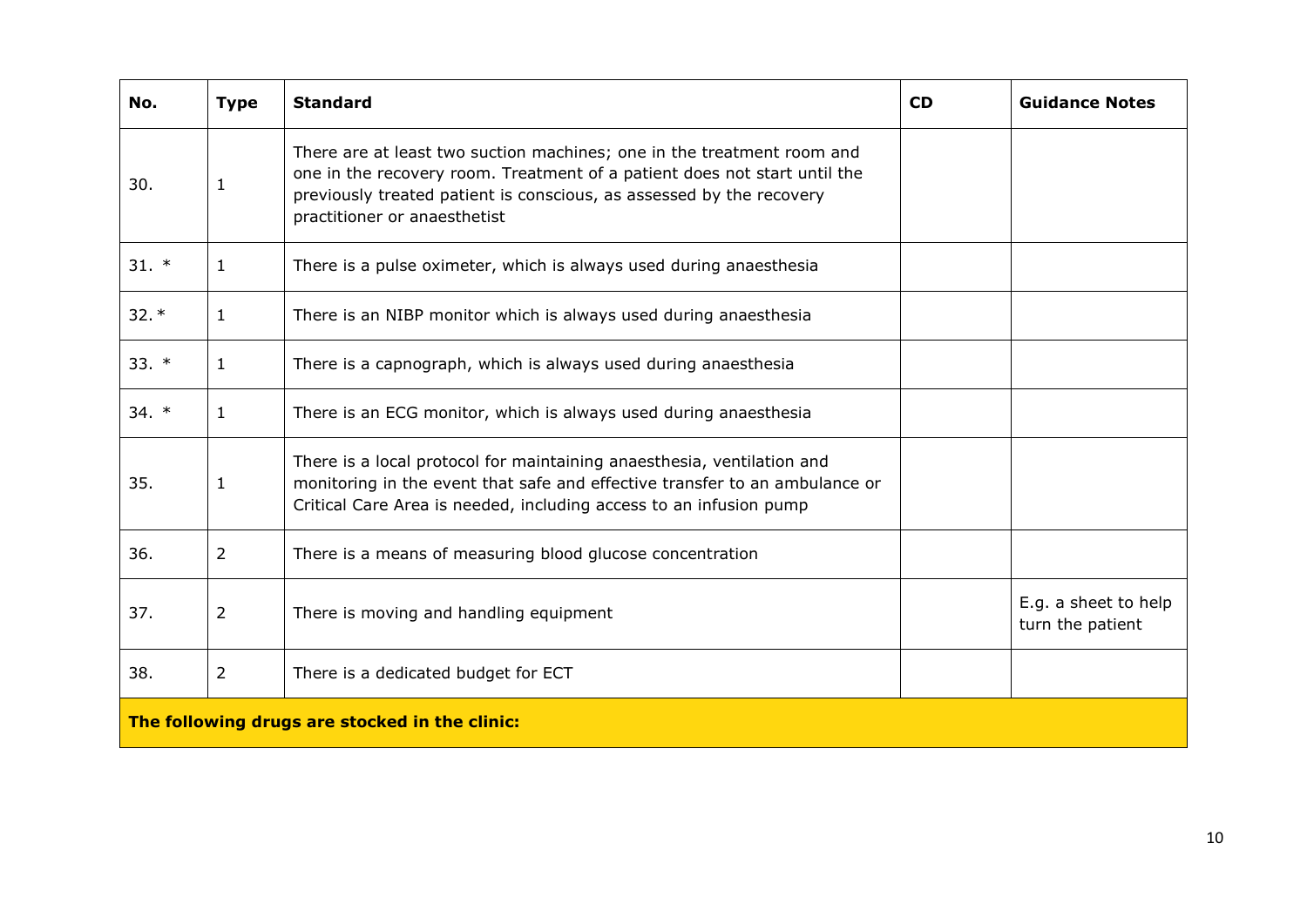| No. | Type | Standard | CD | Guidance Notes |
|---|---|---|---|---|
| 30. | 1 | There are at least two suction machines; one in the treatment room and one in the recovery room. Treatment of a patient does not start until the previously treated patient is conscious, as assessed by the recovery practitioner or anaesthetist | | |
| 31. * | 1 | There is a pulse oximeter, which is always used during anaesthesia | | |
| 32. * | 1 | There is an NIBP monitor which is always used during anaesthesia | | |
| 33. * | 1 | There is a capnograph, which is always used during anaesthesia | | |
| 34. * | 1 | There is an ECG monitor, which is always used during anaesthesia | | |
| 35. | 1 | There is a local protocol for maintaining anaesthesia, ventilation and monitoring in the event that safe and effective transfer to an ambulance or Critical Care Area is needed, including access to an infusion pump | | |
| 36. | 2 | There is a means of measuring blood glucose concentration | | |
| 37. | 2 | There is moving and handling equipment | | E.g. a sheet to help turn the patient |
| 38. | 2 | There is a dedicated budget for ECT | | |
| **The following drugs are stocked in the clinic:** | | | | |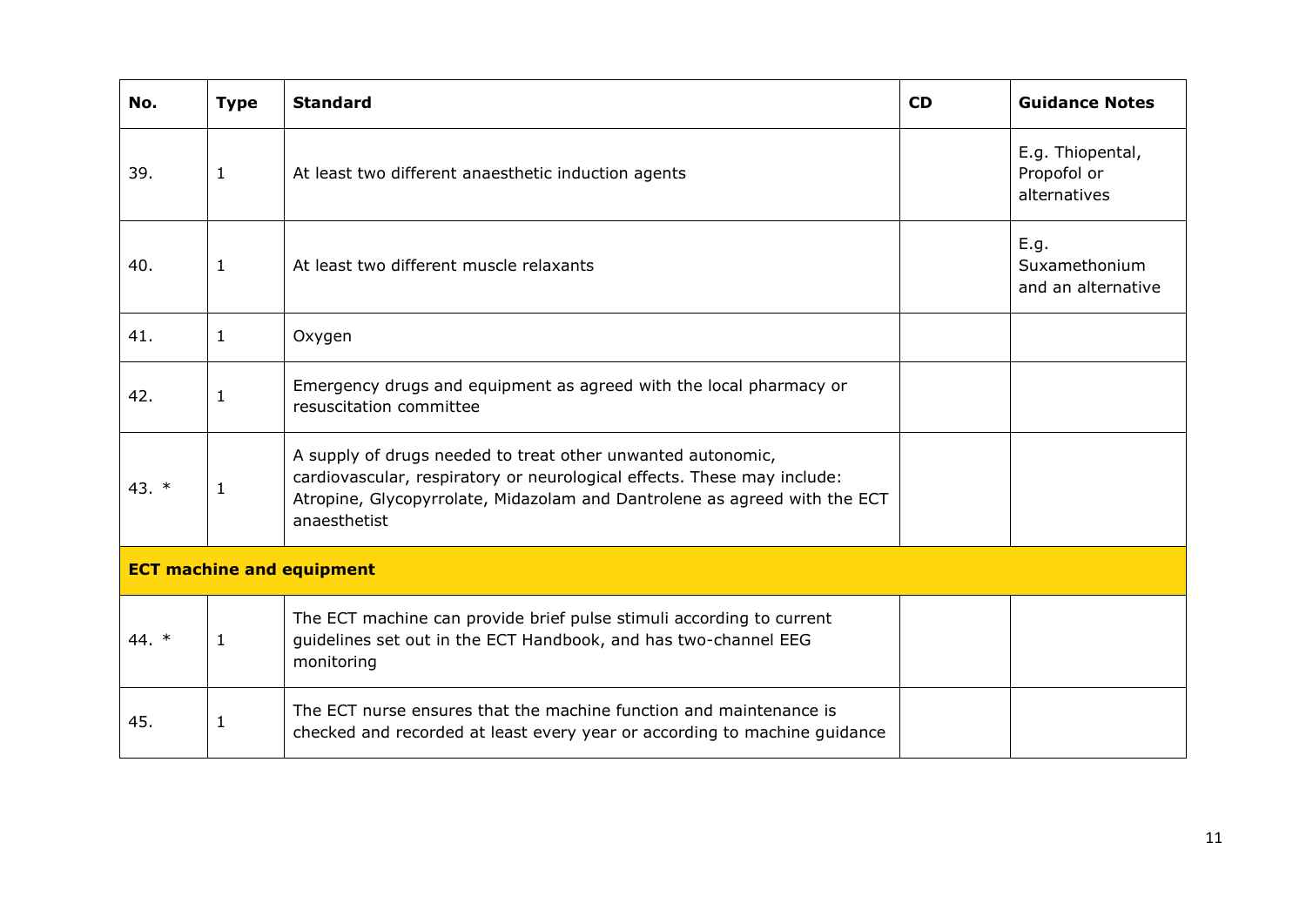| No. | Type | Standard | CD | Guidance Notes |
|---|---|---|---|---|
| 39. | 1 | At least two different anaesthetic induction agents | | E.g. Thiopental, Propofol or alternatives |
| 40. | 1 | At least two different muscle relaxants | | E.g. Suxamethonium and an alternative |
| 41. | 1 | Oxygen | | |
| 42. | 1 | Emergency drugs and equipment as agreed with the local pharmacy or resuscitation committee | | |
| 43. * | 1 | A supply of drugs needed to treat other unwanted autonomic, cardiovascular, respiratory or neurological effects. These may include: Atropine, Glycopyrrolate, Midazolam and Dantrolene as agreed with the ECT anaesthetist | | |
| **ECT machine and equipment** | | | | |
| 44. * | 1 | The ECT machine can provide brief pulse stimuli according to current guidelines set out in the ECT Handbook, and has two-channel EEG monitoring | | |
| 45. | 1 | The ECT nurse ensures that the machine function and maintenance is checked and recorded at least every year or according to machine guidance | | |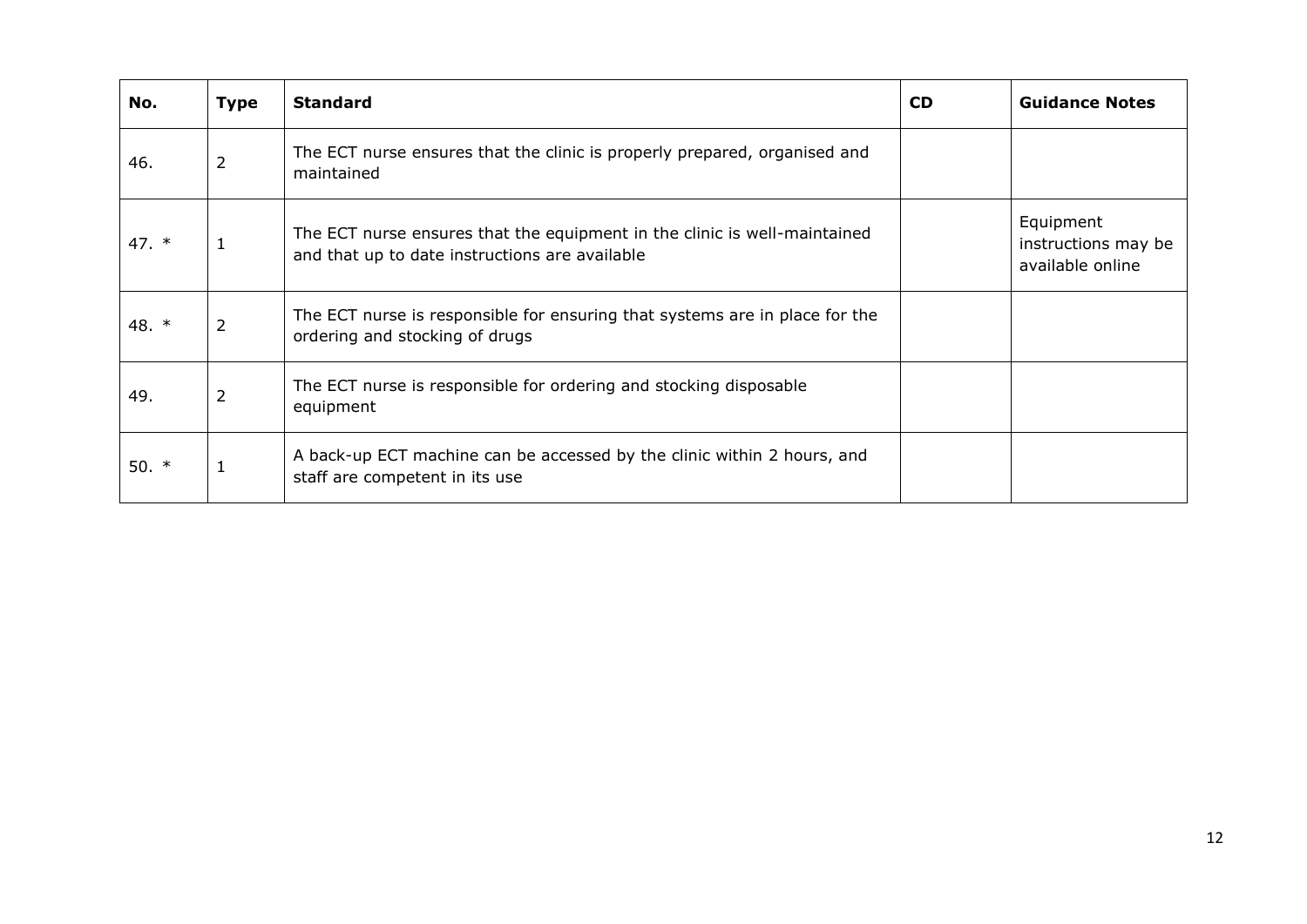| No. | Type | Standard | CD | Guidance Notes |
|---|---|---|---|---|
| 46. | 2 | The ECT nurse ensures that the clinic is properly prepared, organised and maintained | | |
| 47. * | 1 | The ECT nurse ensures that the equipment in the clinic is well-maintained and that up to date instructions are available | | Equipment instructions may be available online |
| 48. * | 2 | The ECT nurse is responsible for ensuring that systems are in place for the ordering and stocking of drugs | | |
| 49. | 2 | The ECT nurse is responsible for ordering and stocking disposable equipment | | |
| 50. * | 1 | A back-up ECT machine can be accessed by the clinic within 2 hours, and staff are competent in its use | | |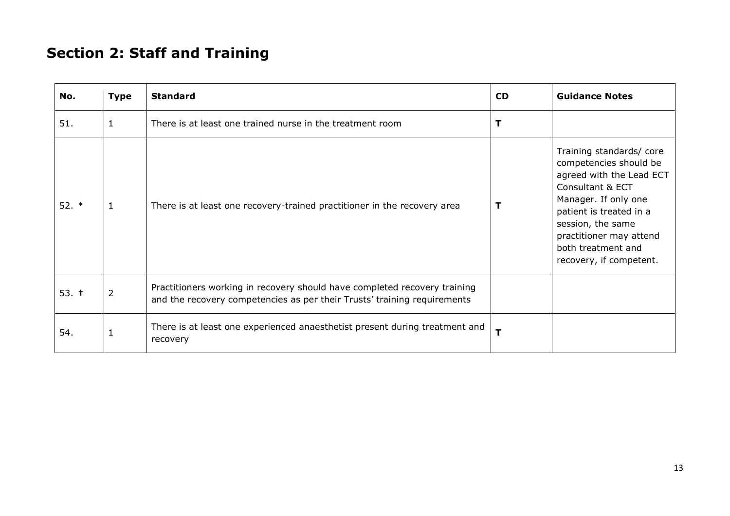## Section 2: Staff and Training

| No. | Type | Standard | CD | Guidance Notes |
|---|---|---|---|---|
| 51. | 1 | There is at least one trained nurse in the treatment room | **T** | |
| 52. * | 1 | There is at least one recovery-trained practitioner in the recovery area | **T** | Training standards/ core competencies should be agreed with the Lead ECT Consultant & ECT Manager. If only one patient is treated in a session, the same practitioner may attend both treatment and recovery, if competent. |
| 53. † | 2 | Practitioners working in recovery should have completed recovery training and the recovery competencies as per their Trusts' training requirements | | |
| 54. | 1 | There is at least one experienced anaesthetist present during treatment and recovery | **T** | |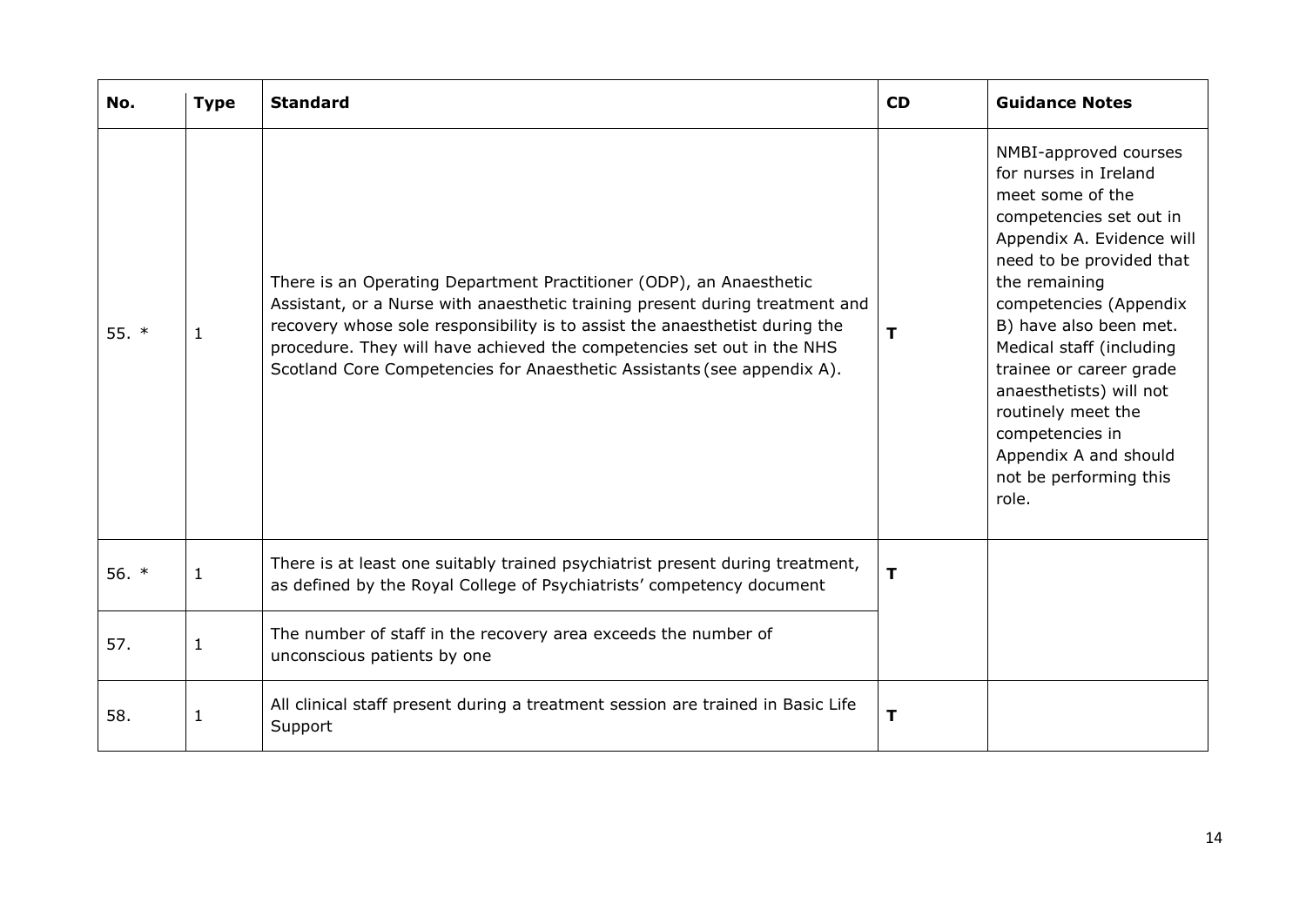| No. | Type | Standard | CD | Guidance Notes |
|---|---|---|---|---|
| 55. * | 1 | There is an Operating Department Practitioner (ODP), an Anaesthetic Assistant, or a Nurse with anaesthetic training present during treatment and recovery whose sole responsibility is to assist the anaesthetist during the procedure. They will have achieved the competencies set out in the NHS Scotland Core Competencies for Anaesthetic Assistants (see appendix A). | **T** | NMBI-approved courses for nurses in Ireland meet some of the competencies set out in Appendix A. Evidence will need to be provided that the remaining competencies (Appendix B) have also been met. Medical staff (including trainee or career grade anaesthetists) will not routinely meet the competencies in Appendix A and should not be performing this role. |
| 56. * | 1 | There is at least one suitably trained psychiatrist present during treatment, as defined by the Royal College of Psychiatrists' competency document | **T** | |
| 57. | 1 | The number of staff in the recovery area exceeds the number of unconscious patients by one | | |
| 58. | 1 | All clinical staff present during a treatment session are trained in Basic Life Support | **T** | |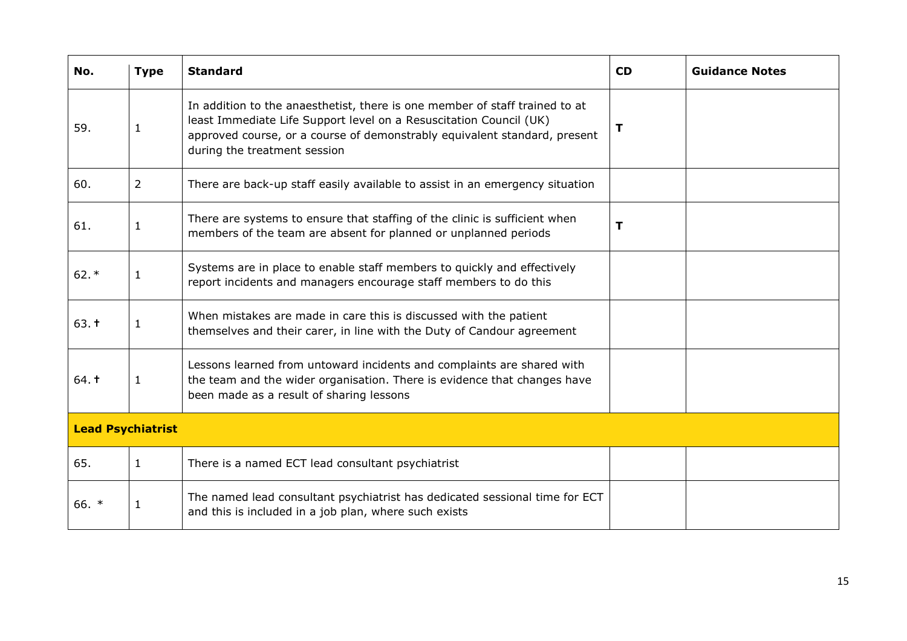| No. | Type | Standard | CD | Guidance Notes |
|---|---|---|---|---|
| 59. | 1 | In addition to the anaesthetist, there is one member of staff trained to at least Immediate Life Support level on a Resuscitation Council (UK) approved course, or a course of demonstrably equivalent standard, present during the treatment session | **T** | |
| 60. | 2 | There are back-up staff easily available to assist in an emergency situation | | |
| 61. | 1 | There are systems to ensure that staffing of the clinic is sufficient when members of the team are absent for planned or unplanned periods | **T** | |
| 62.* | 1 | Systems are in place to enable staff members to quickly and effectively report incidents and managers encourage staff members to do this | | |
| 63. **†** | 1 | When mistakes are made in care this is discussed with the patient themselves and their carer, in line with the Duty of Candour agreement | | |
| 64. **†** | 1 | Lessons learned from untoward incidents and complaints are shared with the team and the wider organisation. There is evidence that changes have been made as a result of sharing lessons | | |
| **Lead Psychiatrist** | | | | |
| 65. | 1 | There is a named ECT lead consultant psychiatrist | | |
| 66. * | 1 | The named lead consultant psychiatrist has dedicated sessional time for ECT and this is included in a job plan, where such exists | | |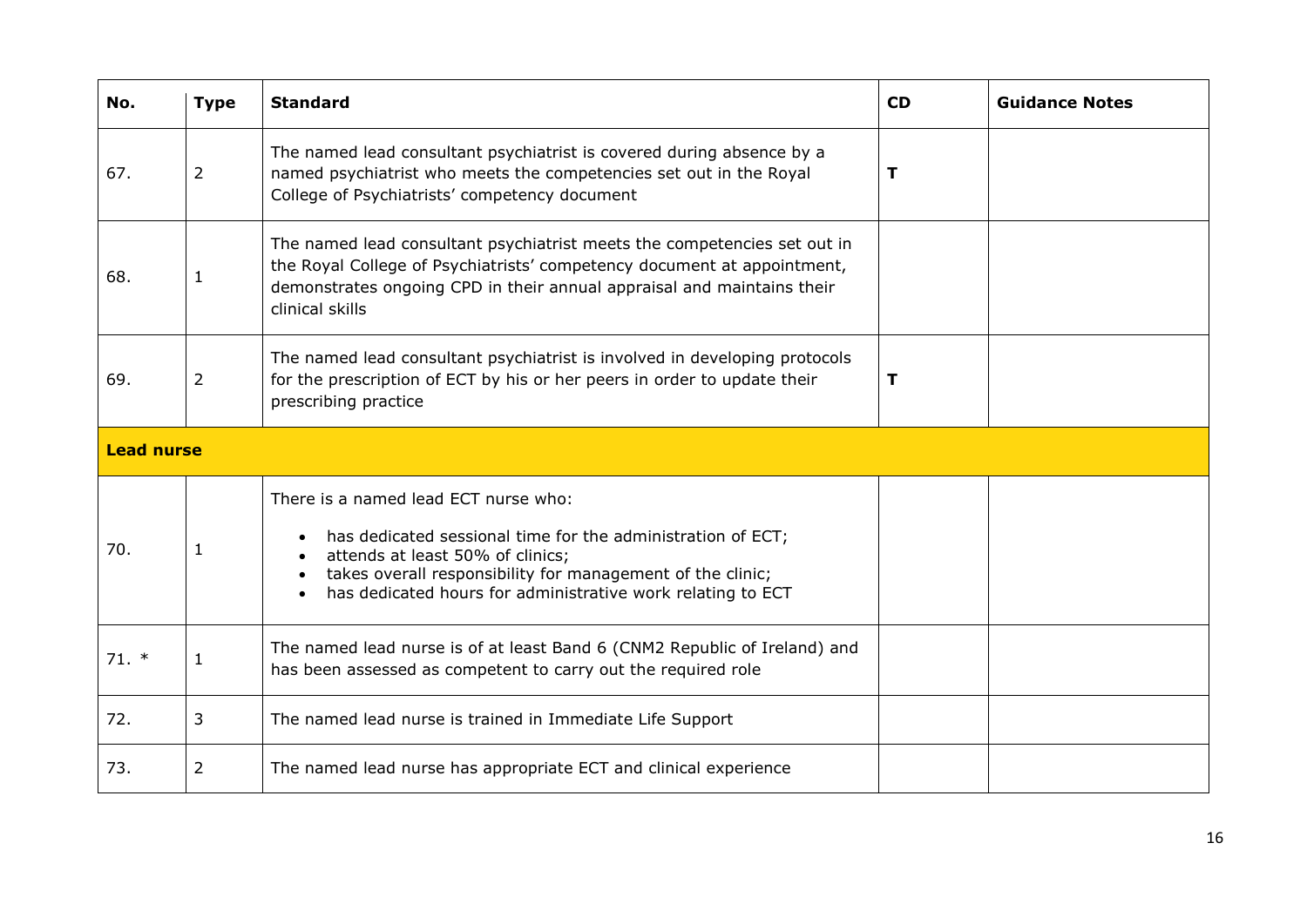| No. | Type | Standard | CD | Guidance Notes |
|---|---|---|---|---|
| 67. | 2 | The named lead consultant psychiatrist is covered during absence by a named psychiatrist who meets the competencies set out in the Royal College of Psychiatrists' competency document | **T** | |
| 68. | 1 | The named lead consultant psychiatrist meets the competencies set out in the Royal College of Psychiatrists' competency document at appointment, demonstrates ongoing CPD in their annual appraisal and maintains their clinical skills | | |
| 69. | 2 | The named lead consultant psychiatrist is involved in developing protocols for the prescription of ECT by his or her peers in order to update their prescribing practice | **T** | |
| **Lead nurse** | | | | |
| 70. | 1 | There is a named lead ECT nurse who: <br>• has dedicated sessional time for the administration of ECT; <br>• attends at least 50% of clinics; <br>• takes overall responsibility for management of the clinic; <br>• has dedicated hours for administrative work relating to ECT | | |
| 71. * | 1 | The named lead nurse is of at least Band 6 (CNM2 Republic of Ireland) and has been assessed as competent to carry out the required role | | |
| 72. | 3 | The named lead nurse is trained in Immediate Life Support | | |
| 73. | 2 | The named lead nurse has appropriate ECT and clinical experience | | |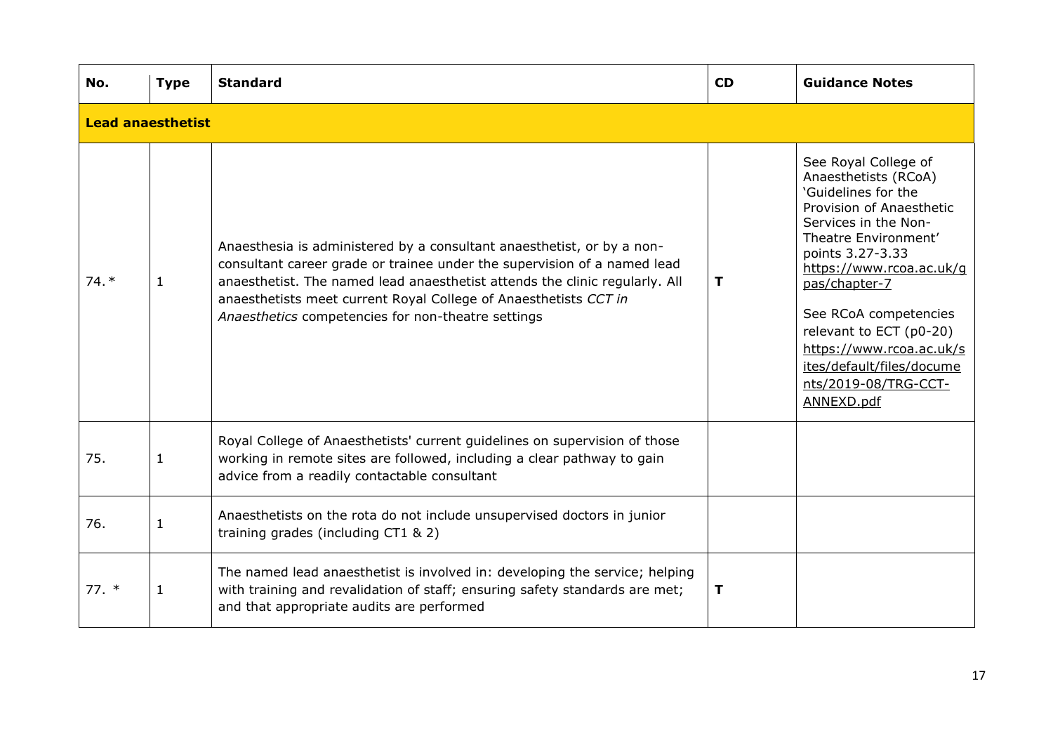| No. | Type | Standard | CD | Guidance Notes |
|---|---|---|---|---|
| **Lead anaesthetist** | | | | |
| 74. * | 1 | Anaesthesia is administered by a consultant anaesthetist, or by a non-consultant career grade or trainee under the supervision of a named lead anaesthetist. The named lead anaesthetist attends the clinic regularly. All anaesthetists meet current Royal College of Anaesthetists *CCT in Anaesthetics* competencies for non-theatre settings | **T** | See Royal College of Anaesthetists (RCoA) 'Guidelines for the Provision of Anaesthetic Services in the Non-Theatre Environment' points 3.27-3.33 https://www.rcoa.ac.uk/gpas/chapter-7<br><br>See RCoA competencies relevant to ECT (p0-20) https://www.rcoa.ac.uk/sites/default/files/documents/2019-08/TRG-CCT-ANNEXD.pdf |
| 75. | 1 | Royal College of Anaesthetists' current guidelines on supervision of those working in remote sites are followed, including a clear pathway to gain advice from a readily contactable consultant | | |
| 76. | 1 | Anaesthetists on the rota do not include unsupervised doctors in junior training grades (including CT1 & 2) | | |
| 77. * | 1 | The named lead anaesthetist is involved in: developing the service; helping with training and revalidation of staff; ensuring safety standards are met; and that appropriate audits are performed | **T** | |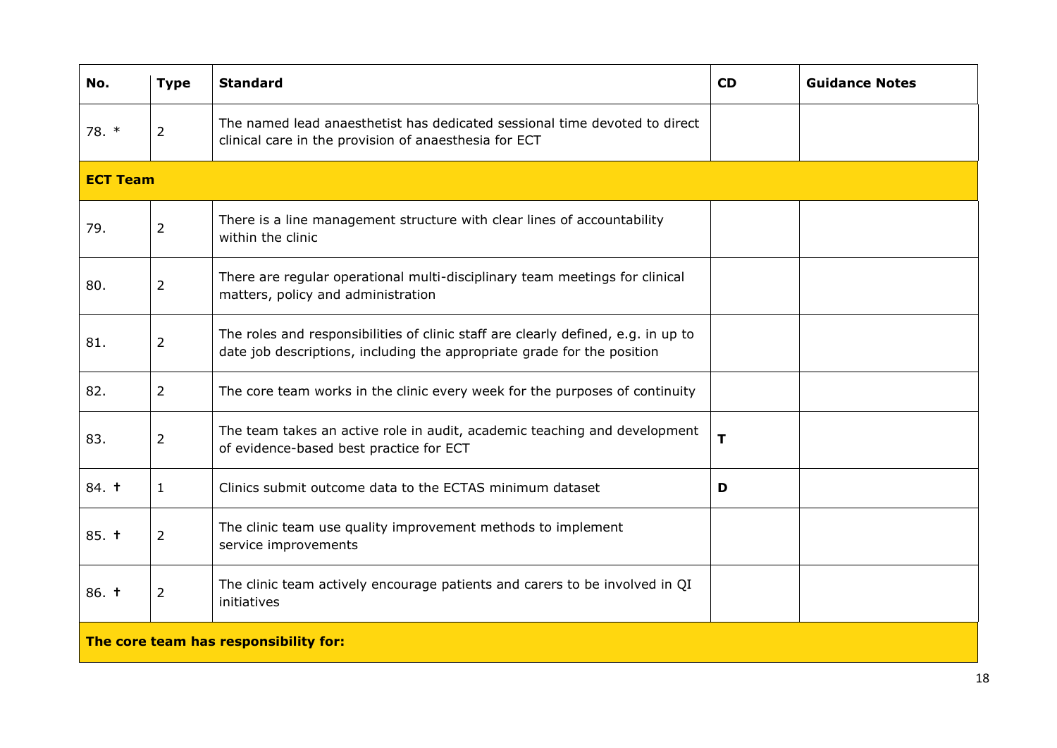| No. | Type | Standard | CD | Guidance Notes |
|---|---|---|---|---|
| 78. * | 2 | The named lead anaesthetist has dedicated sessional time devoted to direct clinical care in the provision of anaesthesia for ECT | | |
| **ECT Team** | | | | |
| 79. | 2 | There is a line management structure with clear lines of accountability within the clinic | | |
| 80. | 2 | There are regular operational multi-disciplinary team meetings for clinical matters, policy and administration | | |
| 81. | 2 | The roles and responsibilities of clinic staff are clearly defined, e.g. in up to date job descriptions, including the appropriate grade for the position | | |
| 82. | 2 | The core team works in the clinic every week for the purposes of continuity | | |
| 83. | 2 | The team takes an active role in audit, academic teaching and development of evidence-based best practice for ECT | **T** | |
| 84. † | 1 | Clinics submit outcome data to the ECTAS minimum dataset | **D** | |
| 85. † | 2 | The clinic team use quality improvement methods to implement service improvements | | |
| 86. † | 2 | The clinic team actively encourage patients and carers to be involved in QI initiatives | | |
| **The core team has responsibility for:** | | | | |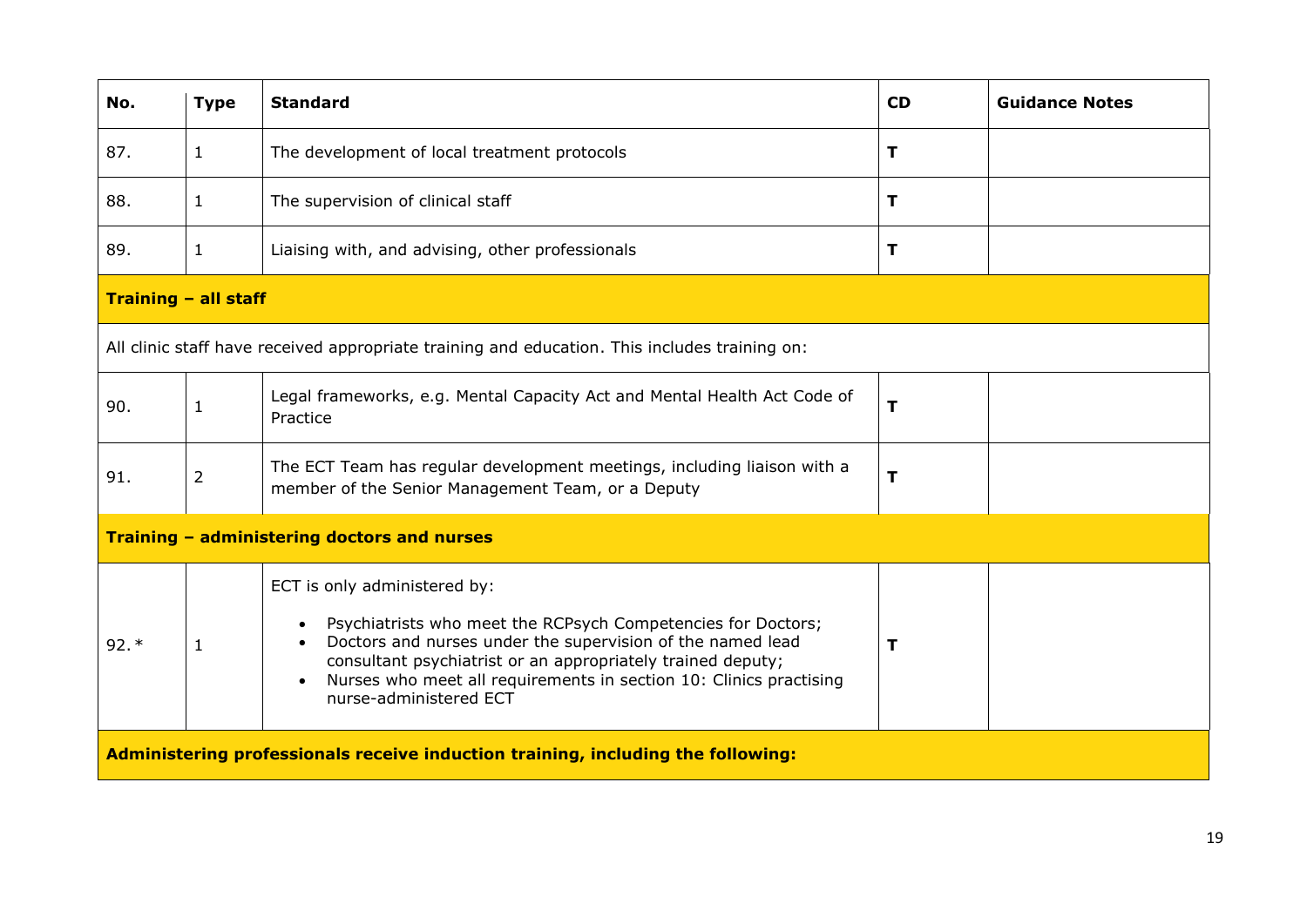| No. | Type | Standard | CD | Guidance Notes |
|---|---|---|---|---|
| 87. | 1 | The development of local treatment protocols | **T** | |
| 88. | 1 | The supervision of clinical staff | **T** | |
| 89. | 1 | Liaising with, and advising, other professionals | **T** | |
| **Training – all staff** | | | | |
| All clinic staff have received appropriate training and education. This includes training on: | | | | |
| 90. | 1 | Legal frameworks, e.g. Mental Capacity Act and Mental Health Act Code of Practice | **T** | |
| 91. | 2 | The ECT Team has regular development meetings, including liaison with a member of the Senior Management Team, or a Deputy | **T** | |
| **Training – administering doctors and nurses** | | | | |
| 92.* | 1 | ECT is only administered by:<br>• Psychiatrists who meet the RCPsych Competencies for Doctors;<br>• Doctors and nurses under the supervision of the named lead consultant psychiatrist or an appropriately trained deputy;<br>• Nurses who meet all requirements in section 10: Clinics practising nurse-administered ECT | **T** | |
| **Administering professionals receive induction training, including the following:** | | | | |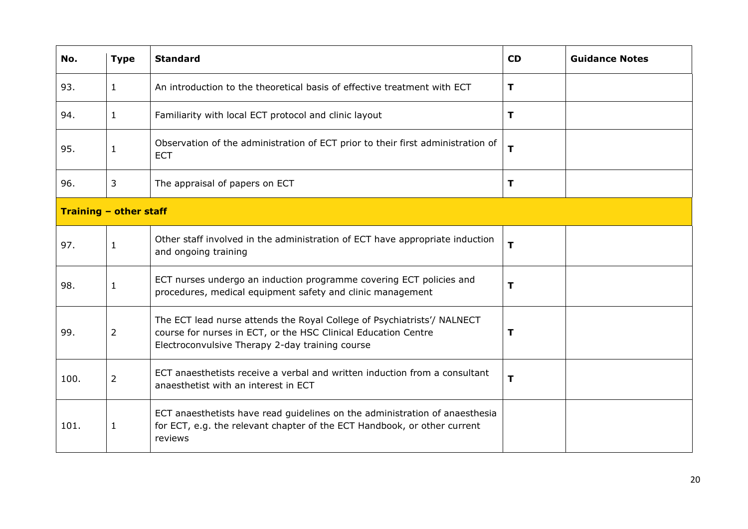| No. | Type | Standard | CD | Guidance Notes |
|---|---|---|---|---|
| 93. | 1 | An introduction to the theoretical basis of effective treatment with ECT | **T** | |
| 94. | 1 | Familiarity with local ECT protocol and clinic layout | **T** | |
| 95. | 1 | Observation of the administration of ECT prior to their first administration of ECT | **T** | |
| 96. | 3 | The appraisal of papers on ECT | **T** | |
| **Training – other staff** | | | | |
| 97. | 1 | Other staff involved in the administration of ECT have appropriate induction and ongoing training | **T** | |
| 98. | 1 | ECT nurses undergo an induction programme covering ECT policies and procedures, medical equipment safety and clinic management | **T** | |
| 99. | 2 | The ECT lead nurse attends the Royal College of Psychiatrists'/ NALNECT course for nurses in ECT, or the HSC Clinical Education Centre Electroconvulsive Therapy 2-day training course | **T** | |
| 100. | 2 | ECT anaesthetists receive a verbal and written induction from a consultant anaesthetist with an interest in ECT | **T** | |
| 101. | 1 | ECT anaesthetists have read guidelines on the administration of anaesthesia for ECT, e.g. the relevant chapter of the ECT Handbook, or other current reviews | | |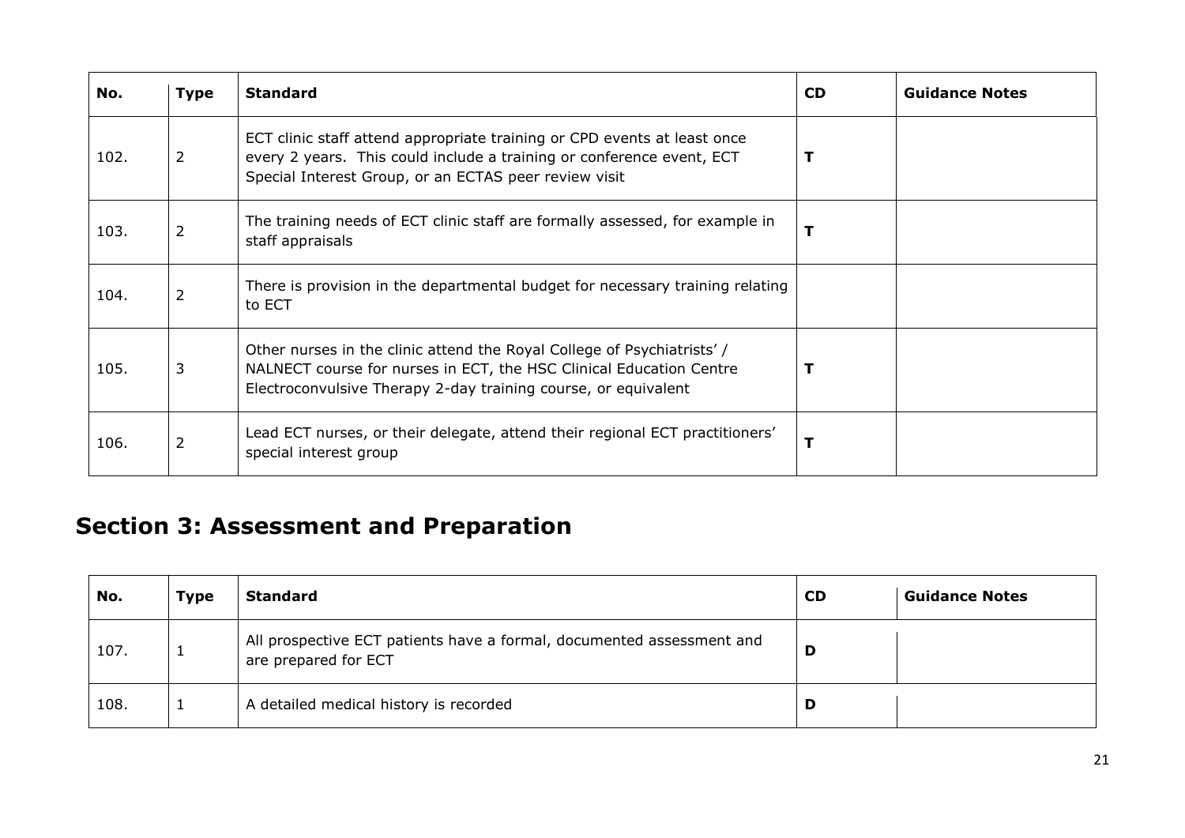| No. | Type | Standard | CD | Guidance Notes |
|---|---|---|---|---|
| 102. | 2 | ECT clinic staff attend appropriate training or CPD events at least once every 2 years. This could include a training or conference event, ECT Special Interest Group, or an ECTAS peer review visit | **T** | |
| 103. | 2 | The training needs of ECT clinic staff are formally assessed, for example in staff appraisals | **T** | |
| 104. | 2 | There is provision in the departmental budget for necessary training relating to ECT | | |
| 105. | 3 | Other nurses in the clinic attend the Royal College of Psychiatrists' / NALNECT course for nurses in ECT, the HSC Clinical Education Centre Electroconvulsive Therapy 2-day training course, or equivalent | **T** | |
| 106. | 2 | Lead ECT nurses, or their delegate, attend their regional ECT practitioners' special interest group | **T** | |

## Section 3: Assessment and Preparation

| No. | Type | Standard | CD | Guidance Notes |
|---|---|---|---|---|
| 107. | 1 | All prospective ECT patients have a formal, documented assessment and are prepared for ECT | **D** | |
| 108. | 1 | A detailed medical history is recorded | **D** | |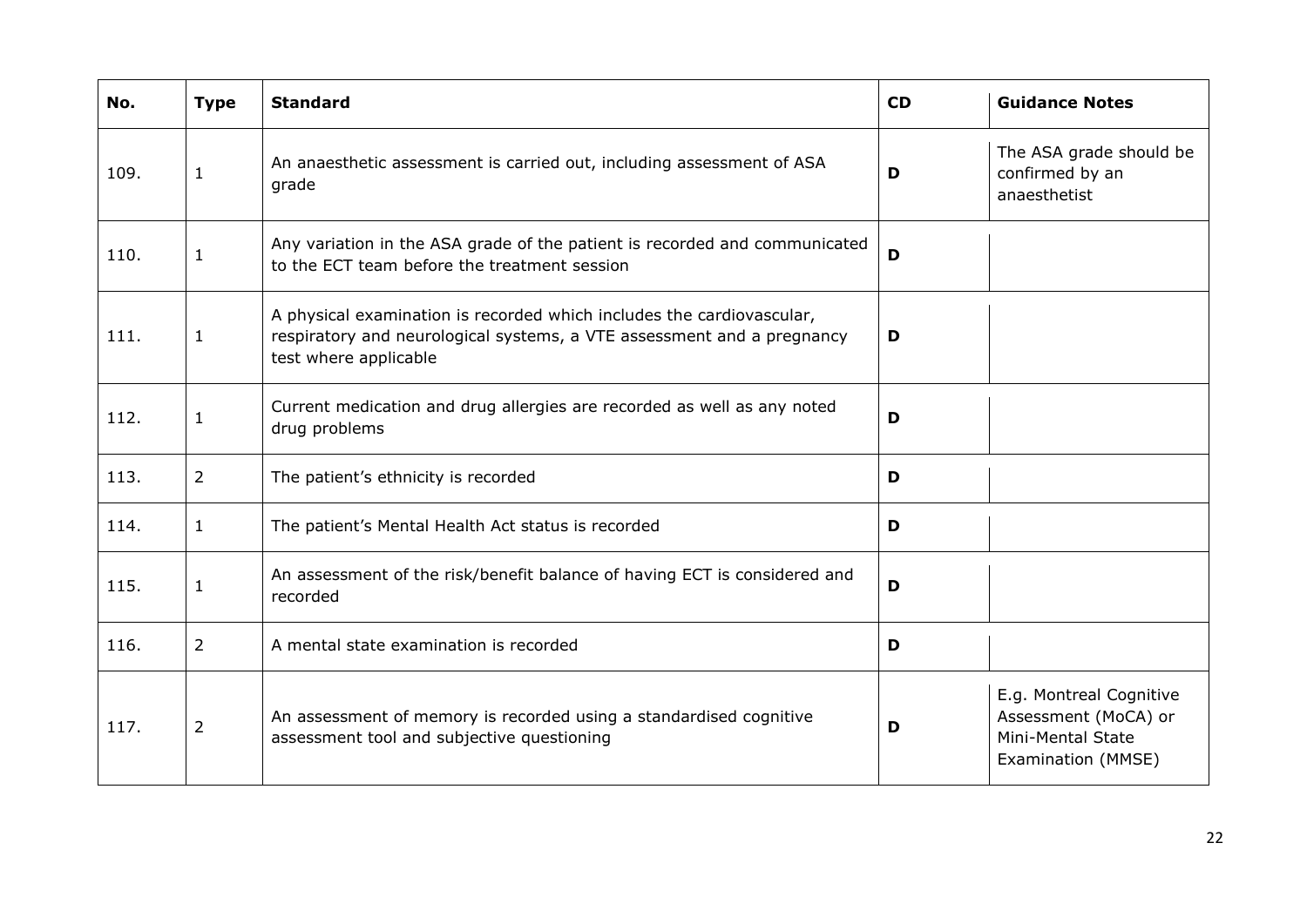| No. | Type | Standard | CD | Guidance Notes |
|---|---|---|---|---|
| 109. | 1 | An anaesthetic assessment is carried out, including assessment of ASA grade | **D** | The ASA grade should be confirmed by an anaesthetist |
| 110. | 1 | Any variation in the ASA grade of the patient is recorded and communicated to the ECT team before the treatment session | **D** | |
| 111. | 1 | A physical examination is recorded which includes the cardiovascular, respiratory and neurological systems, a VTE assessment and a pregnancy test where applicable | **D** | |
| 112. | 1 | Current medication and drug allergies are recorded as well as any noted drug problems | **D** | |
| 113. | 2 | The patient's ethnicity is recorded | **D** | |
| 114. | 1 | The patient's Mental Health Act status is recorded | **D** | |
| 115. | 1 | An assessment of the risk/benefit balance of having ECT is considered and recorded | **D** | |
| 116. | 2 | A mental state examination is recorded | **D** | |
| 117. | 2 | An assessment of memory is recorded using a standardised cognitive assessment tool and subjective questioning | **D** | E.g. Montreal Cognitive Assessment (MoCA) or Mini-Mental State Examination (MMSE) |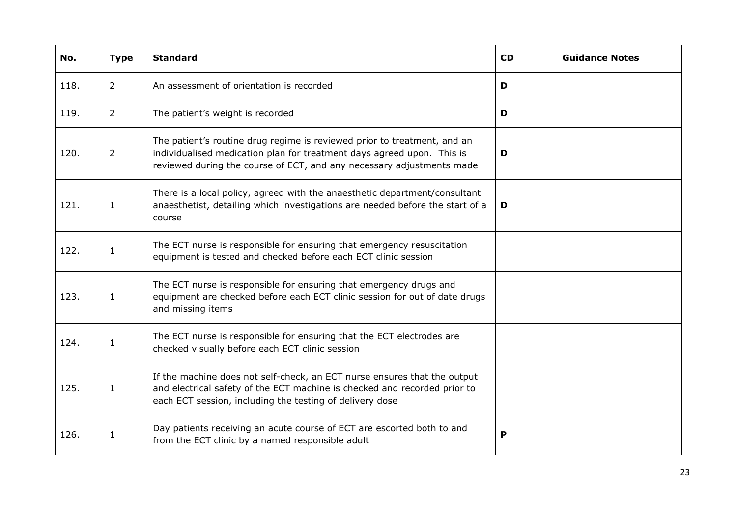| No. | Type | Standard | CD | Guidance Notes |
|---|---|---|---|---|
| 118. | 2 | An assessment of orientation is recorded | **D** | |
| 119. | 2 | The patient's weight is recorded | **D** | |
| 120. | 2 | The patient's routine drug regime is reviewed prior to treatment, and an individualised medication plan for treatment days agreed upon. This is reviewed during the course of ECT, and any necessary adjustments made | **D** | |
| 121. | 1 | There is a local policy, agreed with the anaesthetic department/consultant anaesthetist, detailing which investigations are needed before the start of a course | **D** | |
| 122. | 1 | The ECT nurse is responsible for ensuring that emergency resuscitation equipment is tested and checked before each ECT clinic session | | |
| 123. | 1 | The ECT nurse is responsible for ensuring that emergency drugs and equipment are checked before each ECT clinic session for out of date drugs and missing items | | |
| 124. | 1 | The ECT nurse is responsible for ensuring that the ECT electrodes are checked visually before each ECT clinic session | | |
| 125. | 1 | If the machine does not self-check, an ECT nurse ensures that the output and electrical safety of the ECT machine is checked and recorded prior to each ECT session, including the testing of delivery dose | | |
| 126. | 1 | Day patients receiving an acute course of ECT are escorted both to and from the ECT clinic by a named responsible adult | **P** | |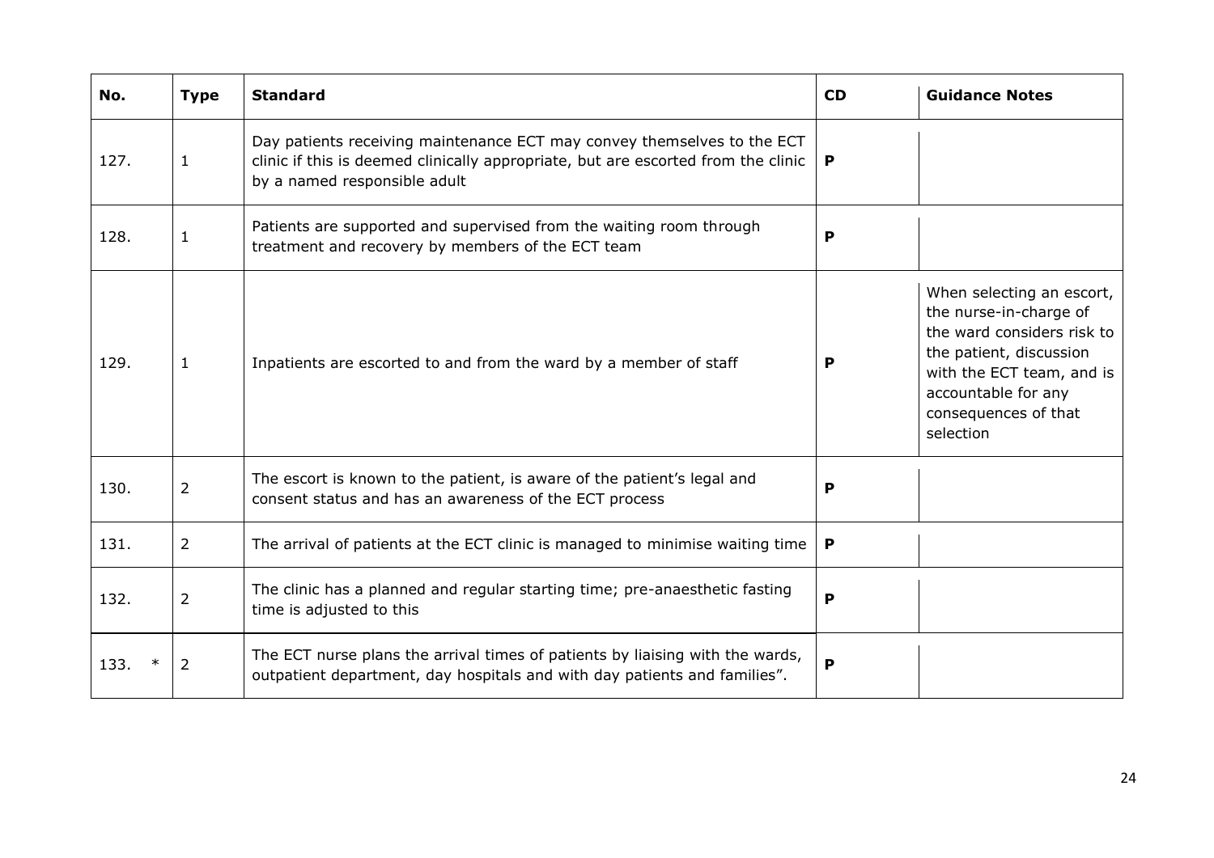| No. | Type | Standard | CD | Guidance Notes |
|---|---|---|---|---|
| 127. | 1 | Day patients receiving maintenance ECT may convey themselves to the ECT clinic if this is deemed clinically appropriate, but are escorted from the clinic by a named responsible adult | **P** | |
| 128. | 1 | Patients are supported and supervised from the waiting room through treatment and recovery by members of the ECT team | **P** | |
| 129. | 1 | Inpatients are escorted to and from the ward by a member of staff | **P** | When selecting an escort, the nurse-in-charge of the ward considers risk to the patient, discussion with the ECT team, and is accountable for any consequences of that selection |
| 130. | 2 | The escort is known to the patient, is aware of the patient's legal and consent status and has an awareness of the ECT process | **P** | |
| 131. | 2 | The arrival of patients at the ECT clinic is managed to minimise waiting time | **P** | |
| 132. | 2 | The clinic has a planned and regular starting time; pre-anaesthetic fasting time is adjusted to this | **P** | |
| 133. * | 2 | The ECT nurse plans the arrival times of patients by liaising with the wards, outpatient department, day hospitals and with day patients and families". | **P** | |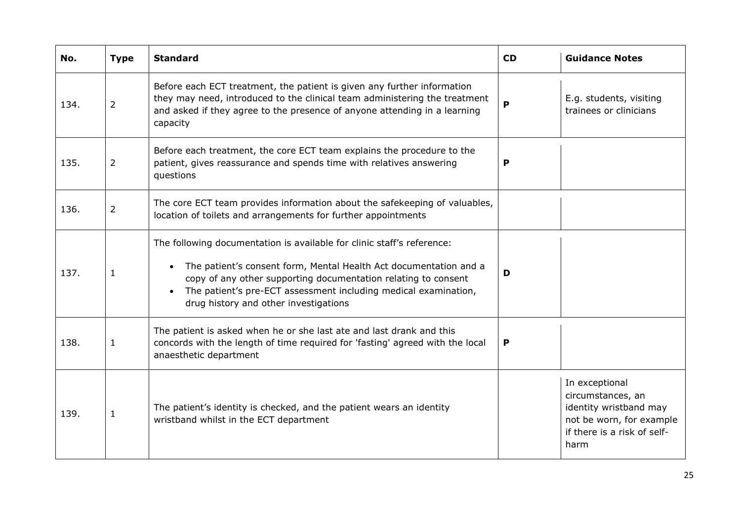| No. | Type | Standard | CD | Guidance Notes |
|---|---|---|---|---|
| 134. | 2 | Before each ECT treatment, the patient is given any further information they may need, introduced to the clinical team administering the treatment and asked if they agree to the presence of anyone attending in a learning capacity | **P** | E.g. students, visiting trainees or clinicians |
| 135. | 2 | Before each treatment, the core ECT team explains the procedure to the patient, gives reassurance and spends time with relatives answering questions | **P** | |
| 136. | 2 | The core ECT team provides information about the safekeeping of valuables, location of toilets and arrangements for further appointments | | |
| 137. | 1 | The following documentation is available for clinic staff's reference:<br>• The patient's consent form, Mental Health Act documentation and a copy of any other supporting documentation relating to consent<br>• The patient's pre-ECT assessment including medical examination, drug history and other investigations | **D** | |
| 138. | 1 | The patient is asked when he or she last ate and last drank and this concords with the length of time required for 'fasting' agreed with the local anaesthetic department | **P** | |
| 139. | 1 | The patient's identity is checked, and the patient wears an identity wristband whilst in the ECT department | | In exceptional circumstances, an identity wristband may not be worn, for example if there is a risk of self-harm |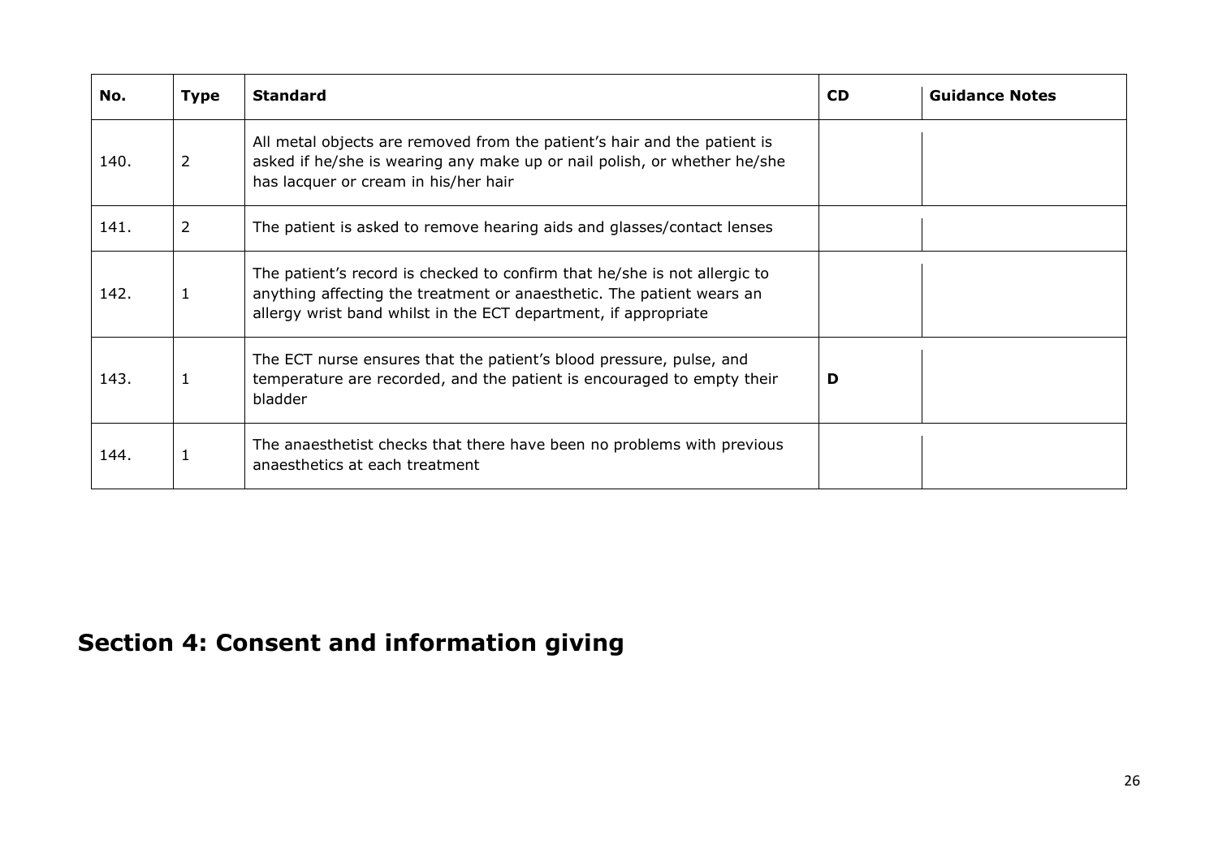| No. | Type | Standard | CD | Guidance Notes |
| --- | --- | --- | --- | --- |
| 140. | 2 | All metal objects are removed from the patient's hair and the patient is asked if he/she is wearing any make up or nail polish, or whether he/she has lacquer or cream in his/her hair | | |
| 141. | 2 | The patient is asked to remove hearing aids and glasses/contact lenses | | |
| 142. | 1 | The patient's record is checked to confirm that he/she is not allergic to anything affecting the treatment or anaesthetic. The patient wears an allergy wrist band whilst in the ECT department, if appropriate | | |
| 143. | 1 | The ECT nurse ensures that the patient's blood pressure, pulse, and temperature are recorded, and the patient is encouraged to empty their bladder | **D** | |
| 144. | 1 | The anaesthetist checks that there have been no problems with previous anaesthetics at each treatment | | |

# Section 4: Consent and information giving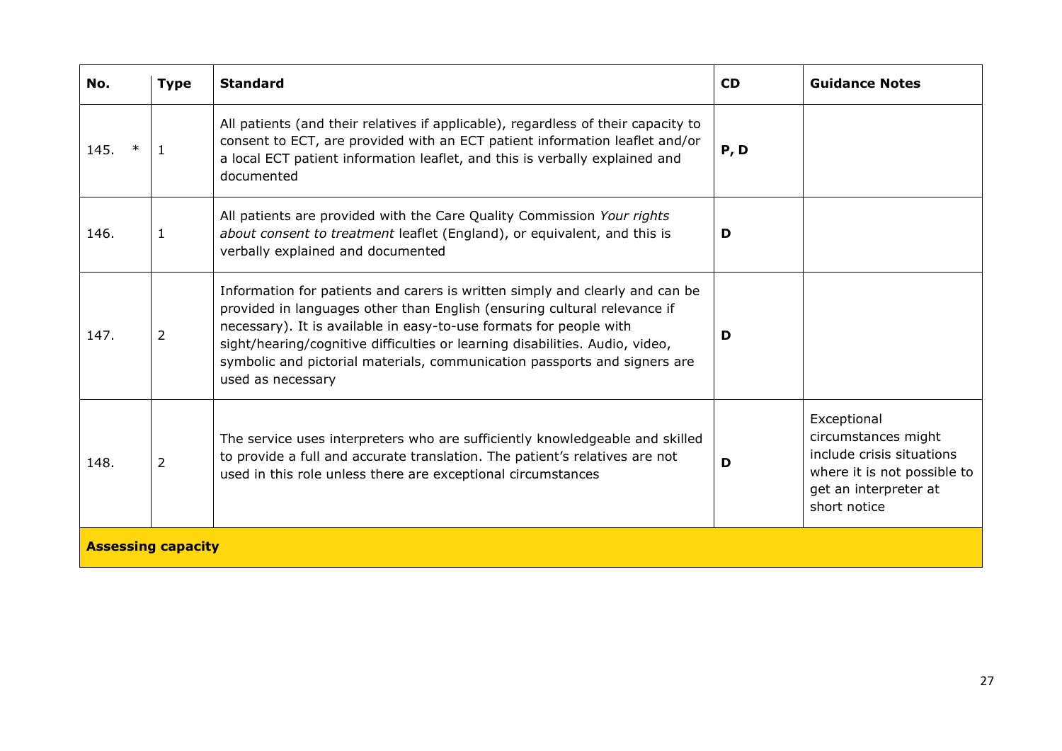| No. | Type | Standard | CD | Guidance Notes |
| --- | --- | --- | --- | --- |
| 145. * | 1 | All patients (and their relatives if applicable), regardless of their capacity to consent to ECT, are provided with an ECT patient information leaflet and/or a local ECT patient information leaflet, and this is verbally explained and documented | **P, D** | |
| 146. | 1 | All patients are provided with the Care Quality Commission *Your rights about consent to treatment* leaflet (England), or equivalent, and this is verbally explained and documented | **D** | |
| 147. | 2 | Information for patients and carers is written simply and clearly and can be provided in languages other than English (ensuring cultural relevance if necessary). It is available in easy-to-use formats for people with sight/hearing/cognitive difficulties or learning disabilities. Audio, video, symbolic and pictorial materials, communication passports and signers are used as necessary | **D** | |
| 148. | 2 | The service uses interpreters who are sufficiently knowledgeable and skilled to provide a full and accurate translation. The patient's relatives are not used in this role unless there are exceptional circumstances | **D** | Exceptional circumstances might include crisis situations where it is not possible to get an interpreter at short notice |
| **Assessing capacity** | | | | |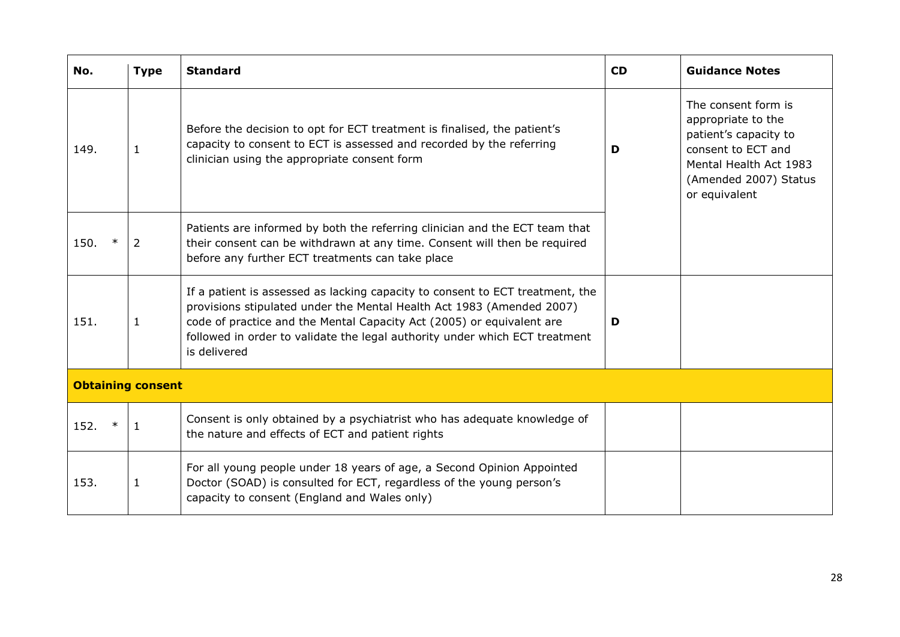| No. | Type | Standard | CD | Guidance Notes |
|---|---|---|---|---|
| 149. | 1 | Before the decision to opt for ECT treatment is finalised, the patient's capacity to consent to ECT is assessed and recorded by the referring clinician using the appropriate consent form | D | The consent form is appropriate to the patient's capacity to consent to ECT and Mental Health Act 1983 (Amended 2007) Status or equivalent |
| 150. * | 2 | Patients are informed by both the referring clinician and the ECT team that their consent can be withdrawn at any time. Consent will then be required before any further ECT treatments can take place | | |
| 151. | 1 | If a patient is assessed as lacking capacity to consent to ECT treatment, the provisions stipulated under the Mental Health Act 1983 (Amended 2007) code of practice and the Mental Capacity Act (2005) or equivalent are followed in order to validate the legal authority under which ECT treatment is delivered | D | |
| **Obtaining consent** | | | | |
| 152. * | 1 | Consent is only obtained by a psychiatrist who has adequate knowledge of the nature and effects of ECT and patient rights | | |
| 153. | 1 | For all young people under 18 years of age, a Second Opinion Appointed Doctor (SOAD) is consulted for ECT, regardless of the young person's capacity to consent (England and Wales only) | | |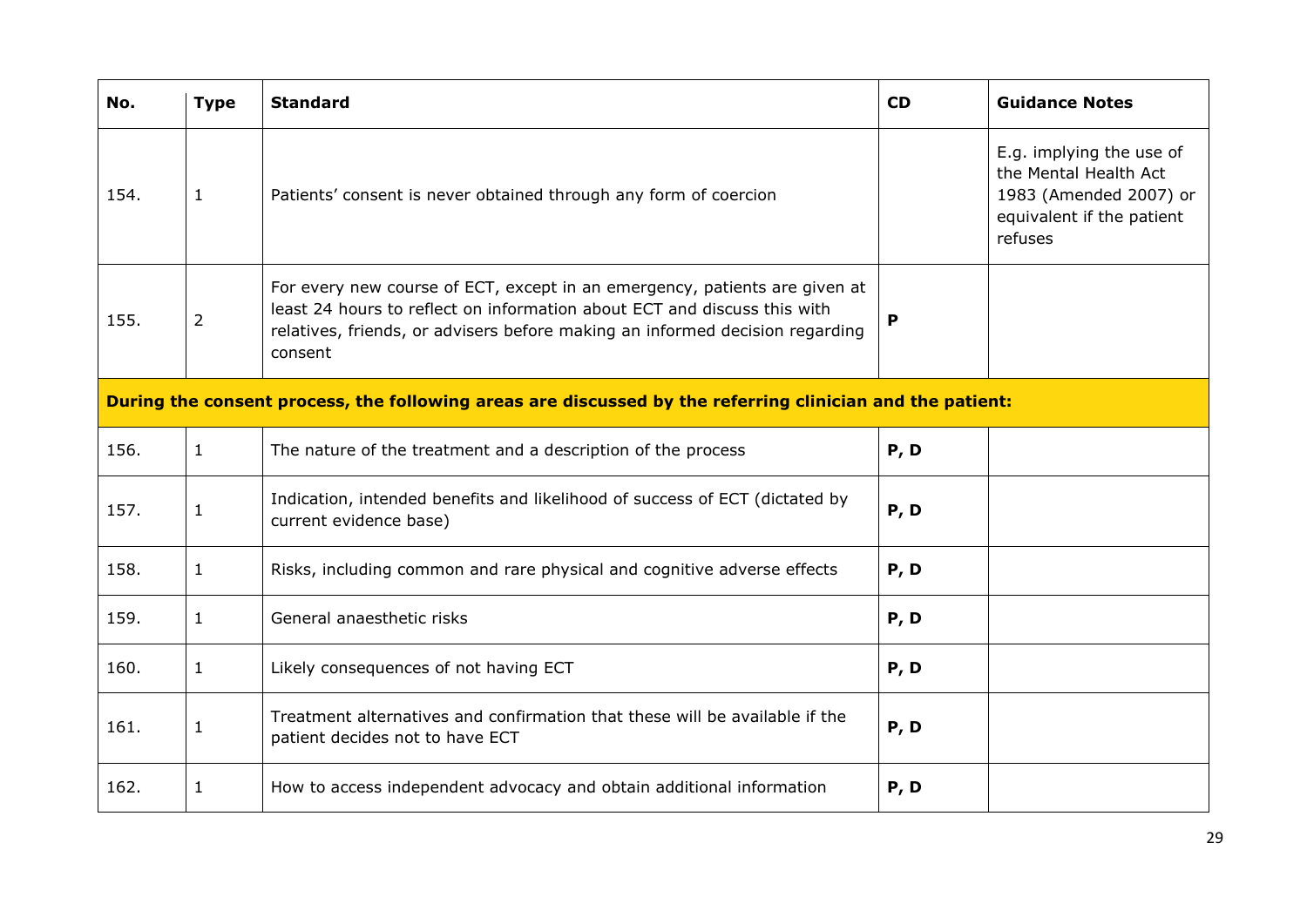| No. | Type | Standard | CD | Guidance Notes |
|---|---|---|---|---|
| 154. | 1 | Patients' consent is never obtained through any form of coercion | | E.g. implying the use of the Mental Health Act 1983 (Amended 2007) or equivalent if the patient refuses |
| 155. | 2 | For every new course of ECT, except in an emergency, patients are given at least 24 hours to reflect on information about ECT and discuss this with relatives, friends, or advisers before making an informed decision regarding consent | **P** | |
| **During the consent process, the following areas are discussed by the referring clinician and the patient:** | | | | |
| 156. | 1 | The nature of the treatment and a description of the process | **P, D** | |
| 157. | 1 | Indication, intended benefits and likelihood of success of ECT (dictated by current evidence base) | **P, D** | |
| 158. | 1 | Risks, including common and rare physical and cognitive adverse effects | **P, D** | |
| 159. | 1 | General anaesthetic risks | **P, D** | |
| 160. | 1 | Likely consequences of not having ECT | **P, D** | |
| 161. | 1 | Treatment alternatives and confirmation that these will be available if the patient decides not to have ECT | **P, D** | |
| 162. | 1 | How to access independent advocacy and obtain additional information | **P, D** | |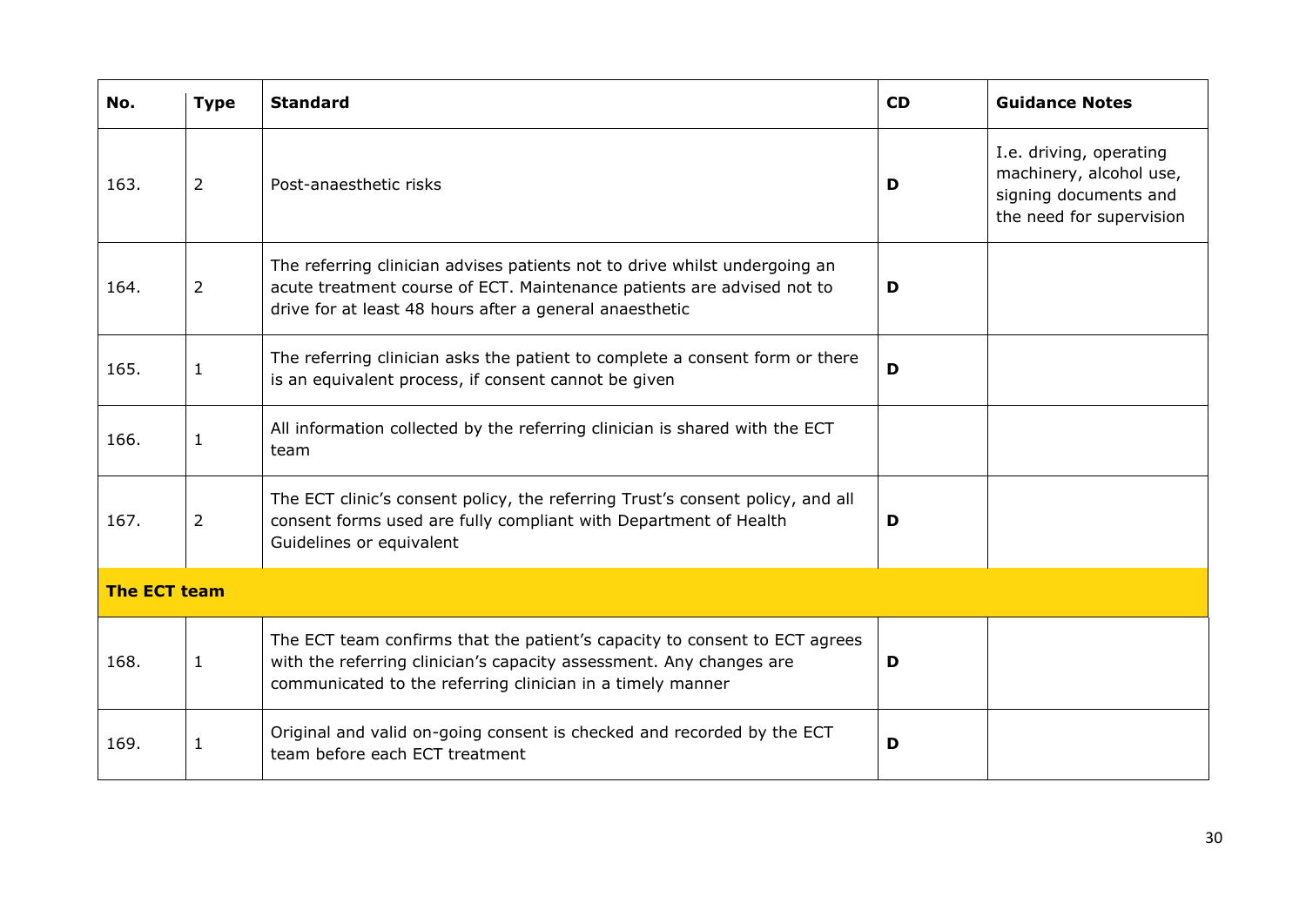| No. | Type | Standard | CD | Guidance Notes |
|---|---|---|---|---|
| 163. | 2 | Post-anaesthetic risks | **D** | I.e. driving, operating machinery, alcohol use, signing documents and the need for supervision |
| 164. | 2 | The referring clinician advises patients not to drive whilst undergoing an acute treatment course of ECT. Maintenance patients are advised not to drive for at least 48 hours after a general anaesthetic | **D** | |
| 165. | 1 | The referring clinician asks the patient to complete a consent form or there is an equivalent process, if consent cannot be given | **D** | |
| 166. | 1 | All information collected by the referring clinician is shared with the ECT team | | |
| 167. | 2 | The ECT clinic's consent policy, the referring Trust's consent policy, and all consent forms used are fully compliant with Department of Health Guidelines or equivalent | **D** | |
| **The ECT team** | | | | |
| 168. | 1 | The ECT team confirms that the patient's capacity to consent to ECT agrees with the referring clinician's capacity assessment. Any changes are communicated to the referring clinician in a timely manner | **D** | |
| 169. | 1 | Original and valid on-going consent is checked and recorded by the ECT team before each ECT treatment | **D** | |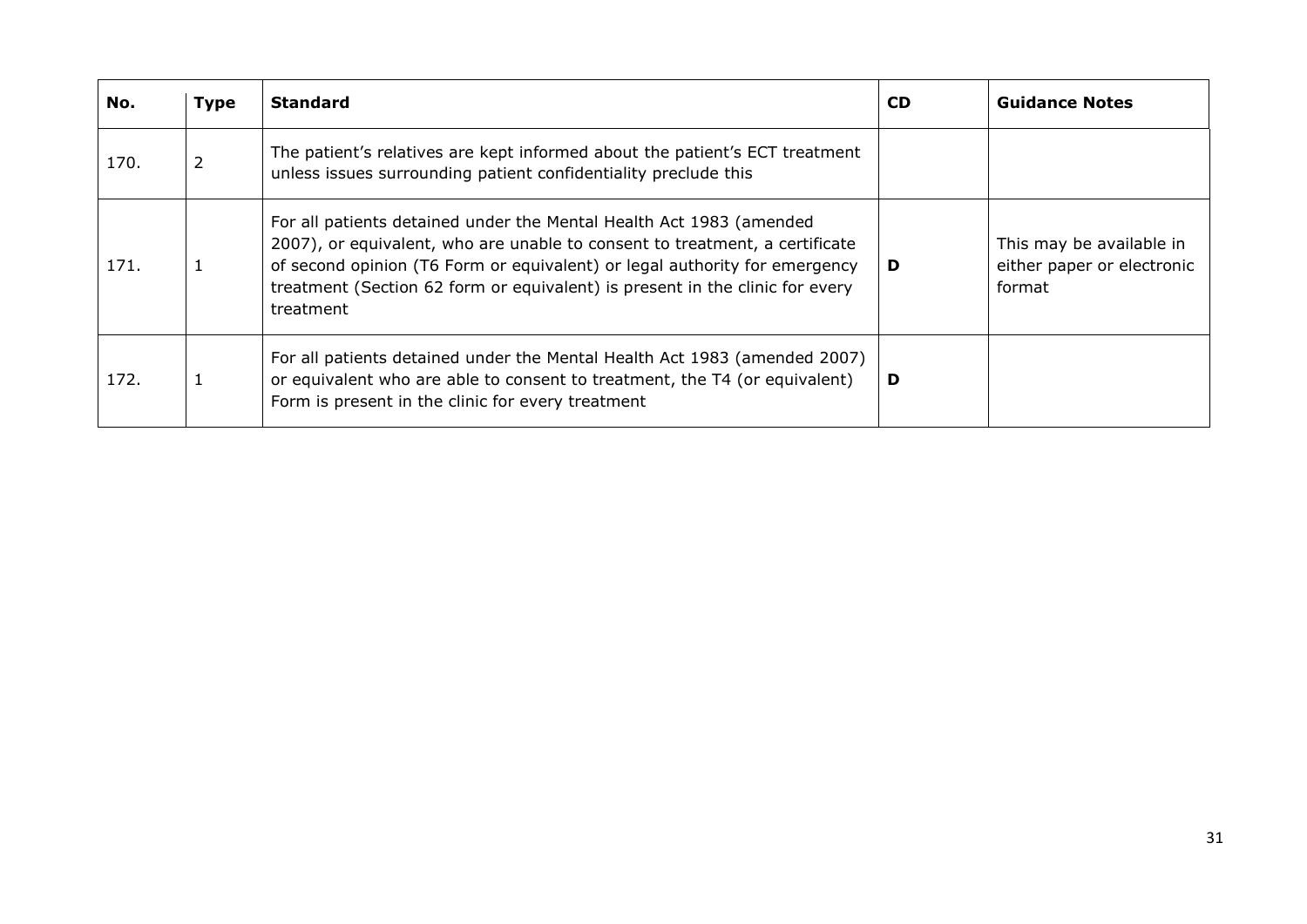| No. | Type | Standard | CD | Guidance Notes |
|---|---|---|---|---|
| 170. | 2 | The patient's relatives are kept informed about the patient's ECT treatment unless issues surrounding patient confidentiality preclude this | | |
| 171. | 1 | For all patients detained under the Mental Health Act 1983 (amended 2007), or equivalent, who are unable to consent to treatment, a certificate of second opinion (T6 Form or equivalent) or legal authority for emergency treatment (Section 62 form or equivalent) is present in the clinic for every treatment | **D** | This may be available in either paper or electronic format |
| 172. | 1 | For all patients detained under the Mental Health Act 1983 (amended 2007) or equivalent who are able to consent to treatment, the T4 (or equivalent) Form is present in the clinic for every treatment | **D** | |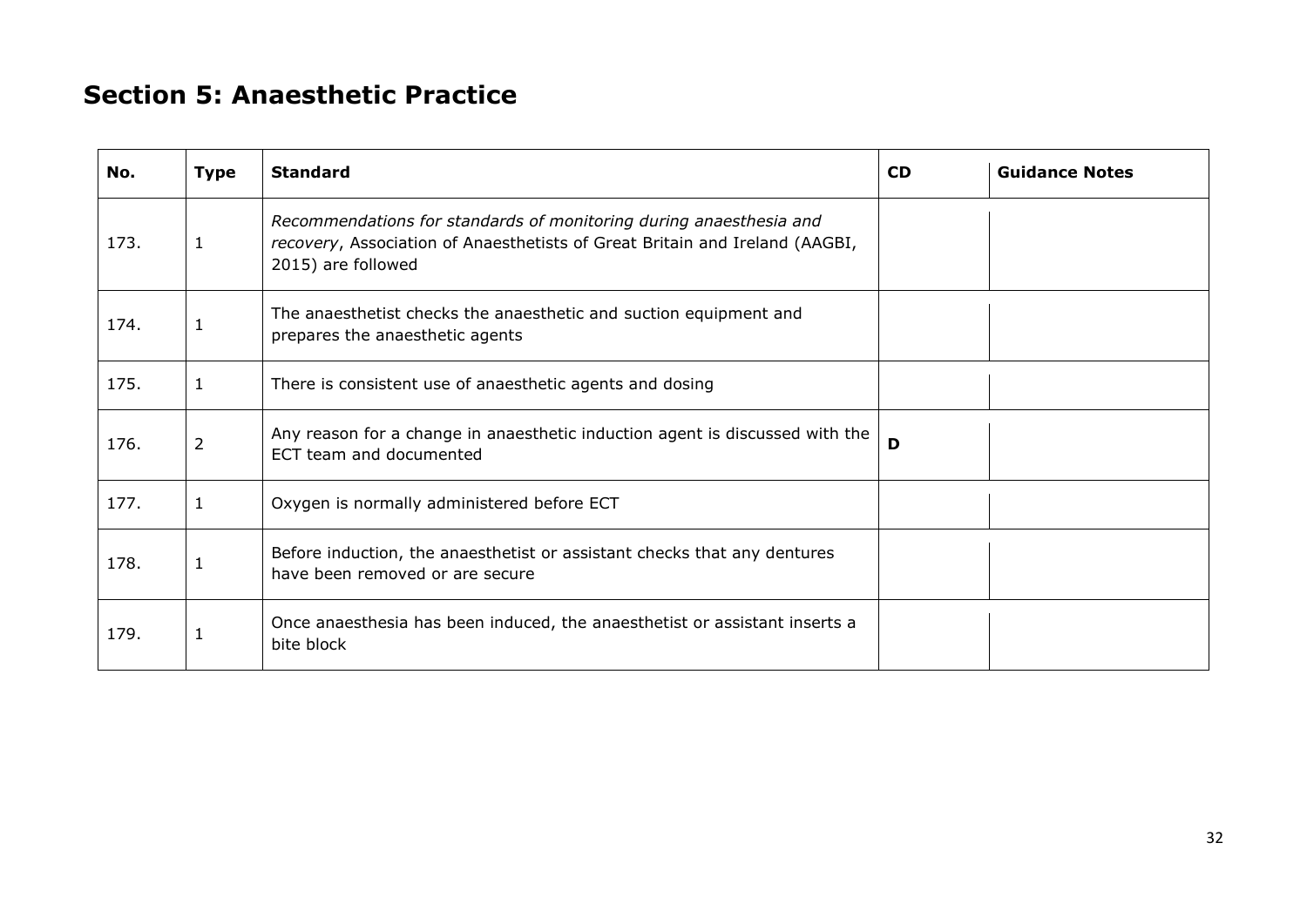## Section 5: Anaesthetic Practice

| No. | Type | Standard | CD | Guidance Notes |
|---|---|---|---|---|
| 173. | 1 | *Recommendations for standards of monitoring during anaesthesia and recovery*, Association of Anaesthetists of Great Britain and Ireland (AAGBI, 2015) are followed | | |
| 174. | 1 | The anaesthetist checks the anaesthetic and suction equipment and prepares the anaesthetic agents | | |
| 175. | 1 | There is consistent use of anaesthetic agents and dosing | | |
| 176. | 2 | Any reason for a change in anaesthetic induction agent is discussed with the ECT team and documented | **D** | |
| 177. | 1 | Oxygen is normally administered before ECT | | |
| 178. | 1 | Before induction, the anaesthetist or assistant checks that any dentures have been removed or are secure | | |
| 179. | 1 | Once anaesthesia has been induced, the anaesthetist or assistant inserts a bite block | | |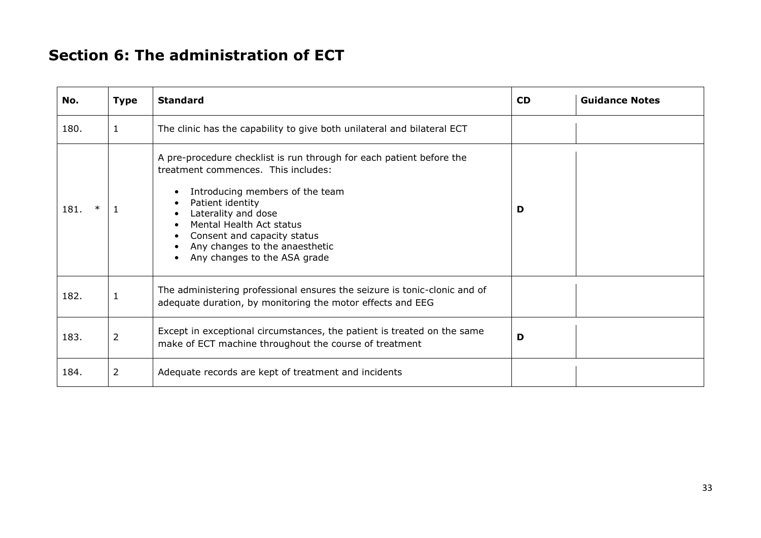# Section 6: The administration of ECT

| No. | Type | Standard | CD | Guidance Notes |
|---|---|---|---|---|
| 180. | 1 | The clinic has the capability to give both unilateral and bilateral ECT | | |
| 181. * | 1 | A pre-procedure checklist is run through for each patient before the treatment commences. This includes:<br>• Introducing members of the team<br>• Patient identity<br>• Laterality and dose<br>• Mental Health Act status<br>• Consent and capacity status<br>• Any changes to the anaesthetic<br>• Any changes to the ASA grade | **D** | |
| 182. | 1 | The administering professional ensures the seizure is tonic-clonic and of adequate duration, by monitoring the motor effects and EEG | | |
| 183. | 2 | Except in exceptional circumstances, the patient is treated on the same make of ECT machine throughout the course of treatment | **D** | |
| 184. | 2 | Adequate records are kept of treatment and incidents | | |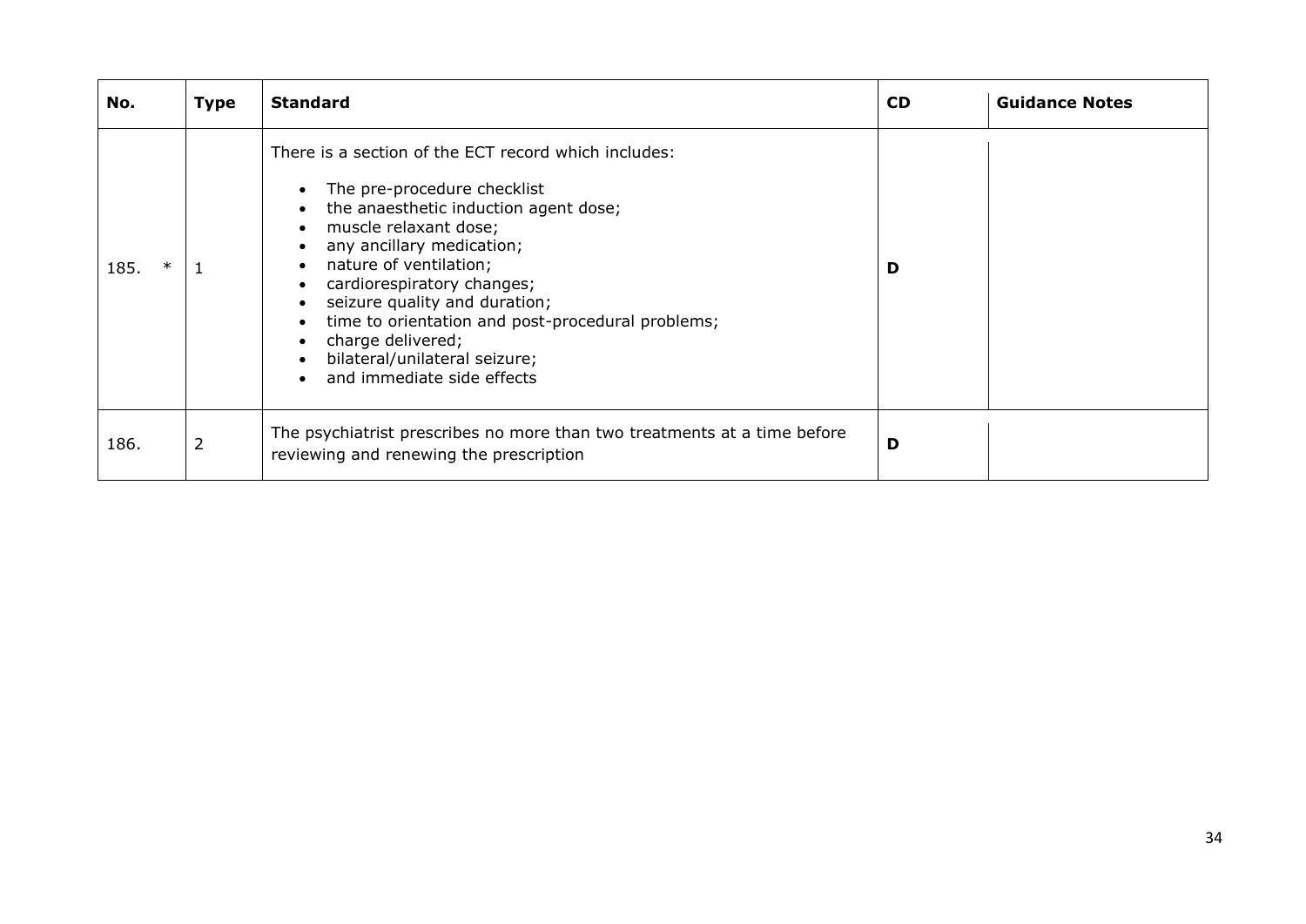| No. | Type | Standard | CD | Guidance Notes |
|---|---|---|---|---|
| 185. * | 1 | There is a section of the ECT record which includes:<br>• The pre-procedure checklist<br>• the anaesthetic induction agent dose;<br>• muscle relaxant dose;<br>• any ancillary medication;<br>• nature of ventilation;<br>• cardiorespiratory changes;<br>• seizure quality and duration;<br>• time to orientation and post-procedural problems;<br>• charge delivered;<br>• bilateral/unilateral seizure;<br>• and immediate side effects | **D** | |
| 186. | 2 | The psychiatrist prescribes no more than two treatments at a time before reviewing and renewing the prescription | **D** | |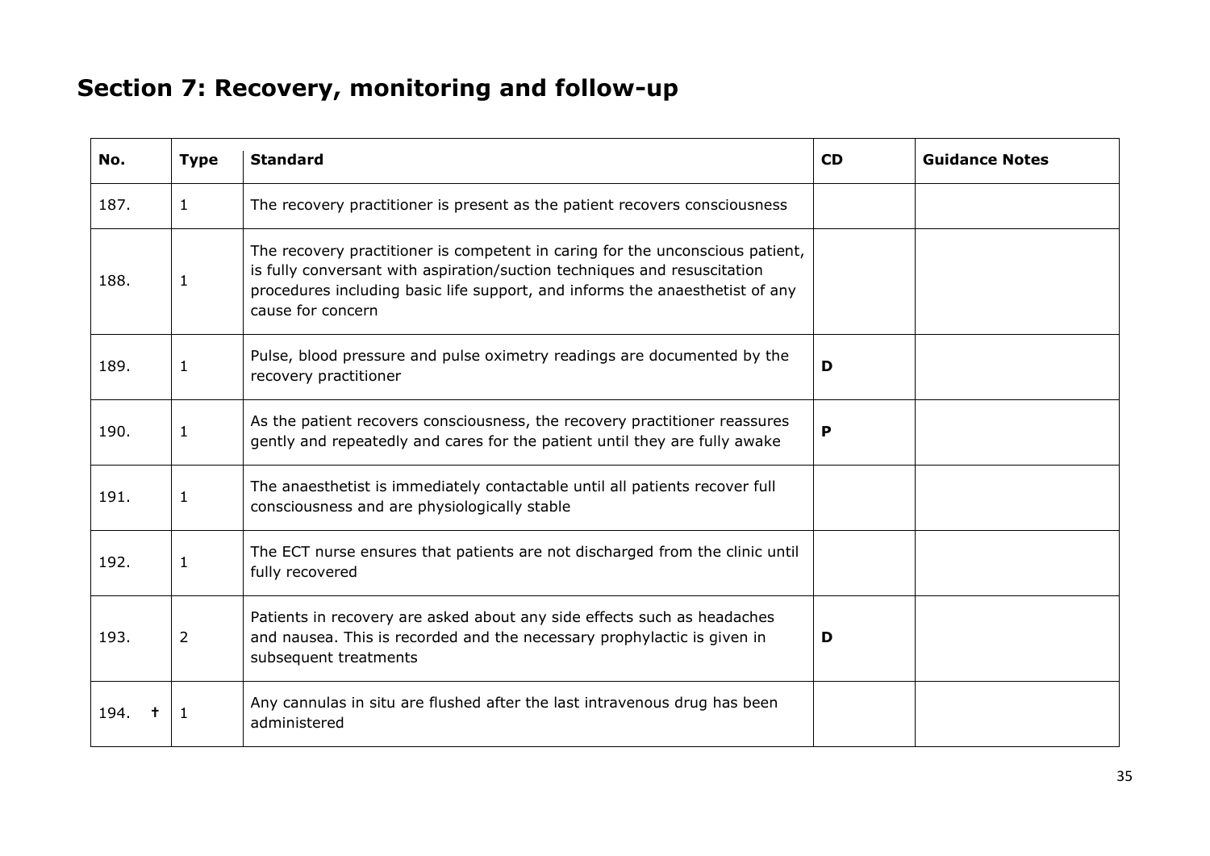# Section 7: Recovery, monitoring and follow-up

| No. | Type | Standard | CD | Guidance Notes |
|---|---|---|---|---|
| 187. | 1 | The recovery practitioner is present as the patient recovers consciousness | | |
| 188. | 1 | The recovery practitioner is competent in caring for the unconscious patient, is fully conversant with aspiration/suction techniques and resuscitation procedures including basic life support, and informs the anaesthetist of any cause for concern | | |
| 189. | 1 | Pulse, blood pressure and pulse oximetry readings are documented by the recovery practitioner | **D** | |
| 190. | 1 | As the patient recovers consciousness, the recovery practitioner reassures gently and repeatedly and cares for the patient until they are fully awake | **P** | |
| 191. | 1 | The anaesthetist is immediately contactable until all patients recover full consciousness and are physiologically stable | | |
| 192. | 1 | The ECT nurse ensures that patients are not discharged from the clinic until fully recovered | | |
| 193. | 2 | Patients in recovery are asked about any side effects such as headaches and nausea. This is recorded and the necessary prophylactic is given in subsequent treatments | **D** | |
| 194. † | 1 | Any cannulas in situ are flushed after the last intravenous drug has been administered | | |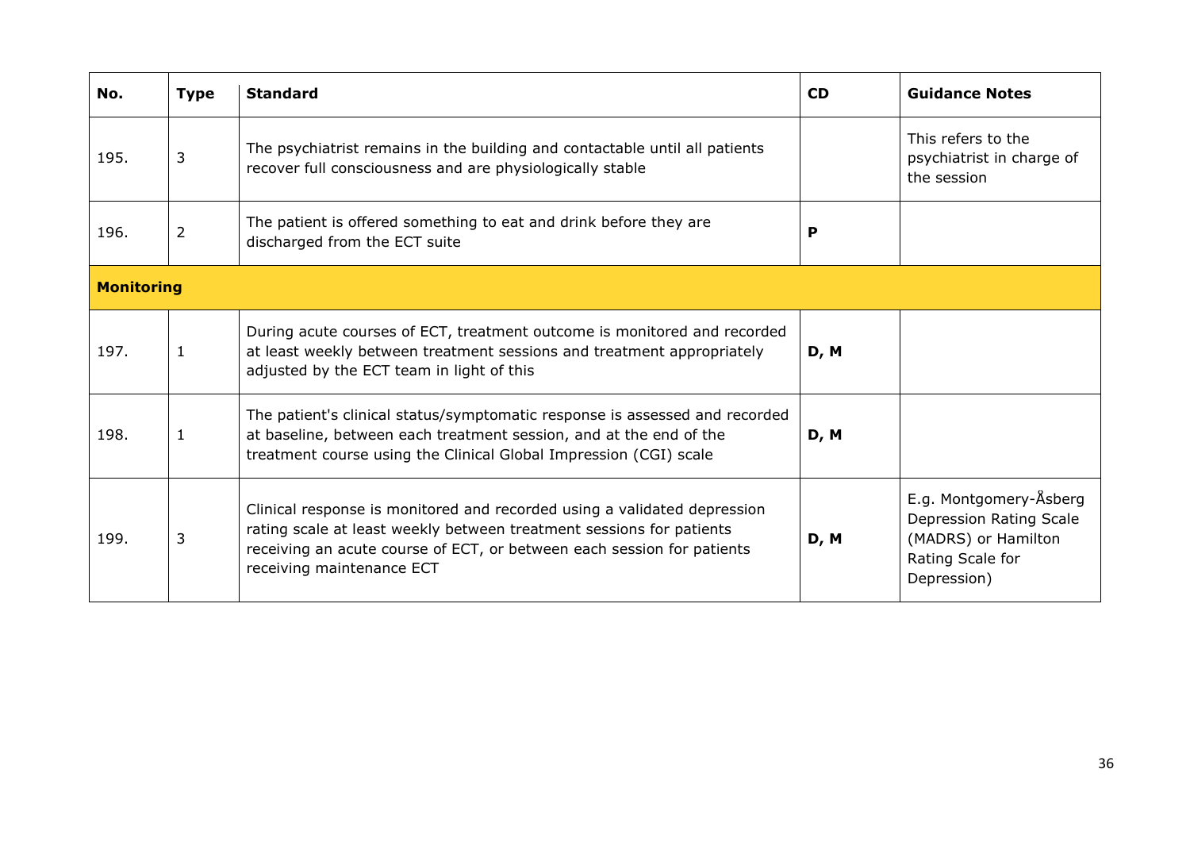| No. | Type | Standard | CD | Guidance Notes |
|---|---|---|---|---|
| 195. | 3 | The psychiatrist remains in the building and contactable until all patients recover full consciousness and are physiologically stable | | This refers to the psychiatrist in charge of the session |
| 196. | 2 | The patient is offered something to eat and drink before they are discharged from the ECT suite | **P** | |
| **Monitoring** | | | | |
| 197. | 1 | During acute courses of ECT, treatment outcome is monitored and recorded at least weekly between treatment sessions and treatment appropriately adjusted by the ECT team in light of this | **D, M** | |
| 198. | 1 | The patient's clinical status/symptomatic response is assessed and recorded at baseline, between each treatment session, and at the end of the treatment course using the Clinical Global Impression (CGI) scale | **D, M** | |
| 199. | 3 | Clinical response is monitored and recorded using a validated depression rating scale at least weekly between treatment sessions for patients receiving an acute course of ECT, or between each session for patients receiving maintenance ECT | **D, M** | E.g. Montgomery-Åsberg Depression Rating Scale (MADRS) or Hamilton Rating Scale for Depression) |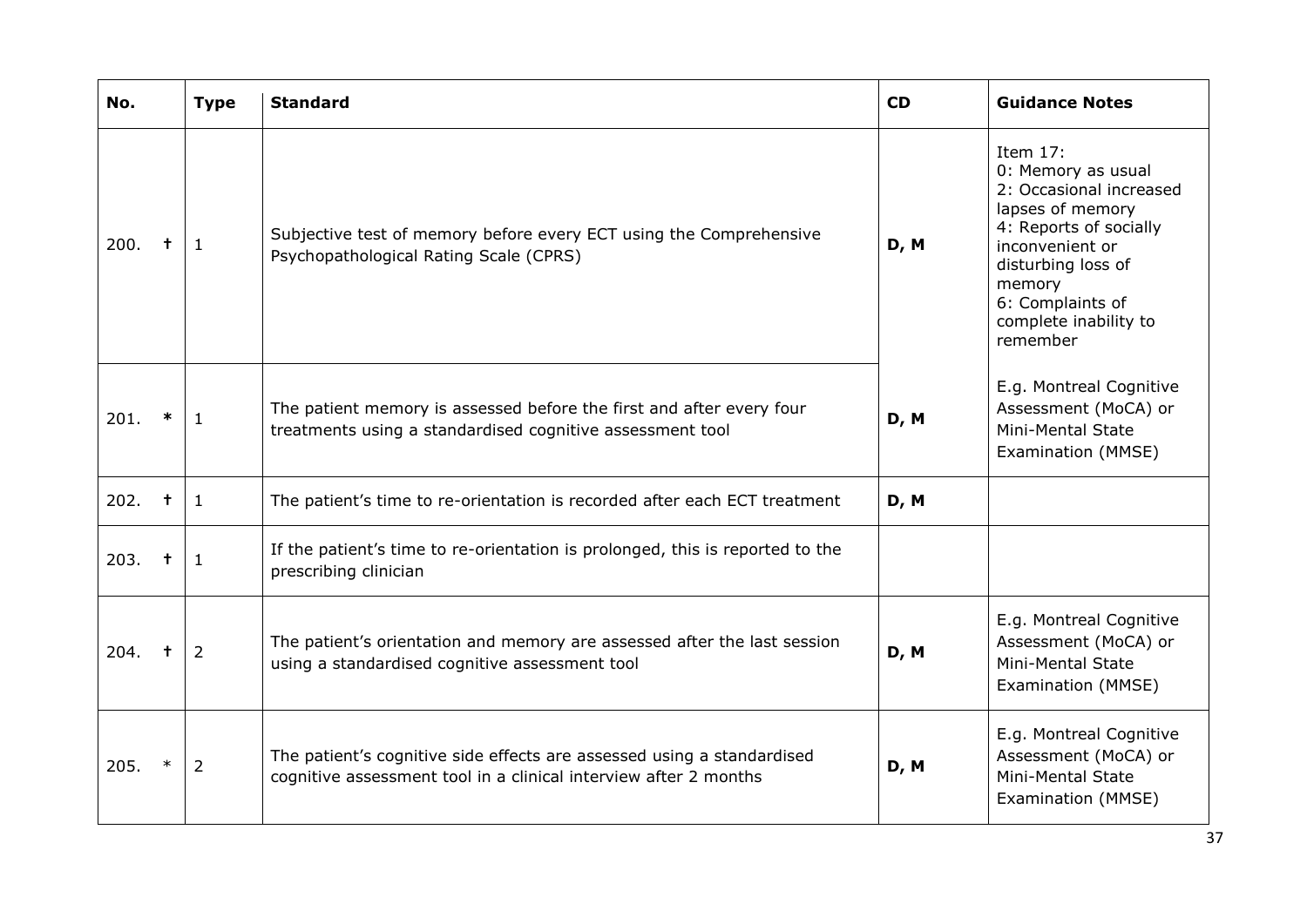| No. | Type | Standard | CD | Guidance Notes |
|---|---|---|---|---|
| 200. † | 1 | Subjective test of memory before every ECT using the Comprehensive Psychopathological Rating Scale (CPRS) | D, M | Item 17:<br>0: Memory as usual<br>2: Occasional increased lapses of memory<br>4: Reports of socially inconvenient or disturbing loss of memory<br>6: Complaints of complete inability to remember |
| 201. * | 1 | The patient memory is assessed before the first and after every four treatments using a standardised cognitive assessment tool | D, M | E.g. Montreal Cognitive Assessment (MoCA) or Mini-Mental State Examination (MMSE) |
| 202. † | 1 | The patient's time to re-orientation is recorded after each ECT treatment | D, M | |
| 203. † | 1 | If the patient's time to re-orientation is prolonged, this is reported to the prescribing clinician | | |
| 204. † | 2 | The patient's orientation and memory are assessed after the last session using a standardised cognitive assessment tool | D, M | E.g. Montreal Cognitive Assessment (MoCA) or Mini-Mental State Examination (MMSE) |
| 205. * | 2 | The patient's cognitive side effects are assessed using a standardised cognitive assessment tool in a clinical interview after 2 months | D, M | E.g. Montreal Cognitive Assessment (MoCA) or Mini-Mental State Examination (MMSE) |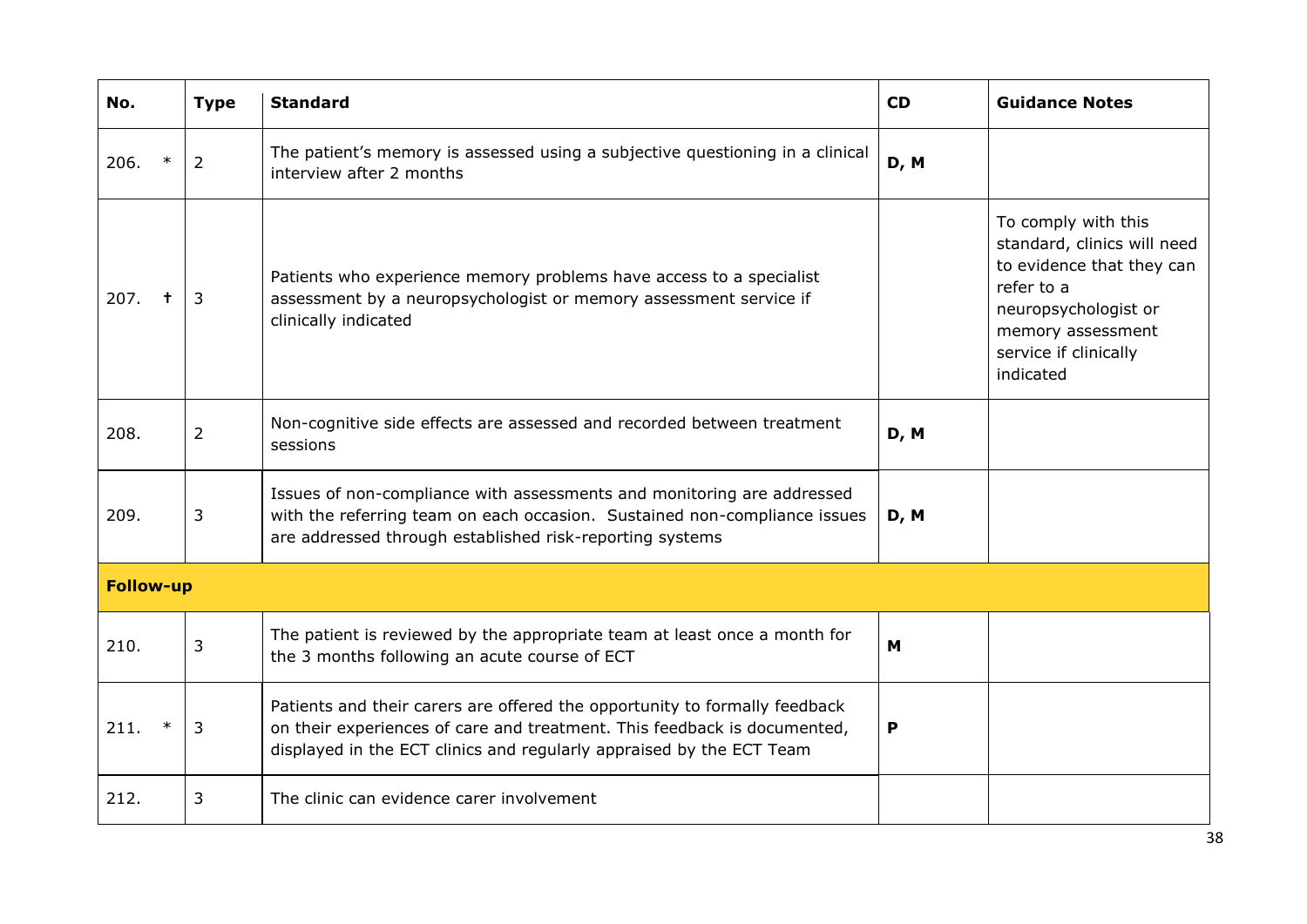| No. | Type | Standard | CD | Guidance Notes |
|---|---|---|---|---|
| 206. * | 2 | The patient's memory is assessed using a subjective questioning in a clinical interview after 2 months | **D, M** | |
| 207. † | 3 | Patients who experience memory problems have access to a specialist assessment by a neuropsychologist or memory assessment service if clinically indicated | | To comply with this standard, clinics will need to evidence that they can refer to a neuropsychologist or memory assessment service if clinically indicated |
| 208. | 2 | Non-cognitive side effects are assessed and recorded between treatment sessions | **D, M** | |
| 209. | 3 | Issues of non-compliance with assessments and monitoring are addressed with the referring team on each occasion. Sustained non-compliance issues are addressed through established risk-reporting systems | **D, M** | |
| **Follow-up** | | | | |
| 210. | 3 | The patient is reviewed by the appropriate team at least once a month for the 3 months following an acute course of ECT | **M** | |
| 211. * | 3 | Patients and their carers are offered the opportunity to formally feedback on their experiences of care and treatment. This feedback is documented, displayed in the ECT clinics and regularly appraised by the ECT Team | **P** | |
| 212. | 3 | The clinic can evidence carer involvement | | |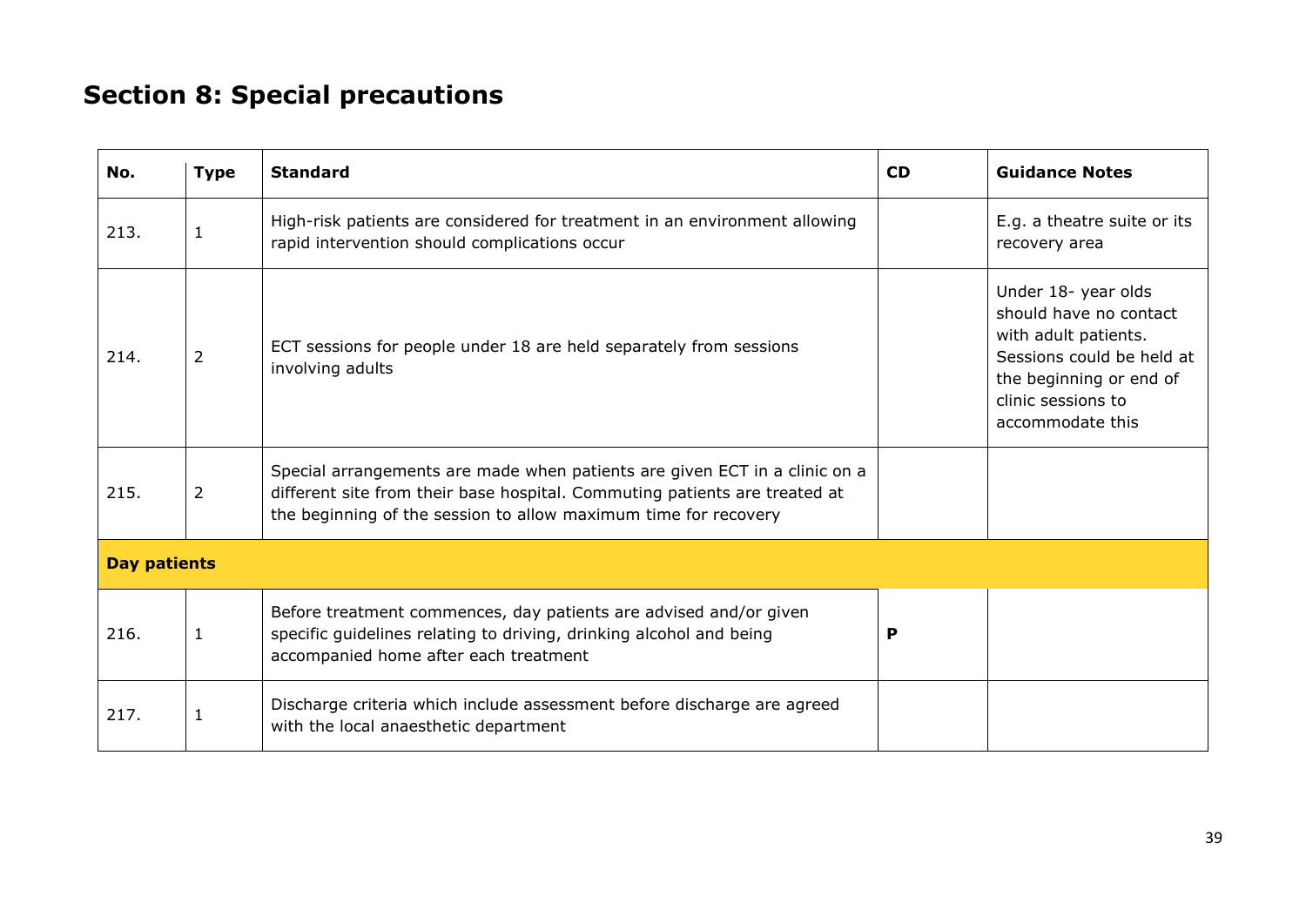## Section 8: Special precautions

| No. | Type | Standard | CD | Guidance Notes |
|---|---|---|---|---|
| 213. | 1 | High-risk patients are considered for treatment in an environment allowing rapid intervention should complications occur | | E.g. a theatre suite or its recovery area |
| 214. | 2 | ECT sessions for people under 18 are held separately from sessions involving adults | | Under 18- year olds should have no contact with adult patients. Sessions could be held at the beginning or end of clinic sessions to accommodate this |
| 215. | 2 | Special arrangements are made when patients are given ECT in a clinic on a different site from their base hospital. Commuting patients are treated at the beginning of the session to allow maximum time for recovery | | |
| **Day patients** | | | | |
| 216. | 1 | Before treatment commences, day patients are advised and/or given specific guidelines relating to driving, drinking alcohol and being accompanied home after each treatment | **P** | |
| 217. | 1 | Discharge criteria which include assessment before discharge are agreed with the local anaesthetic department | | |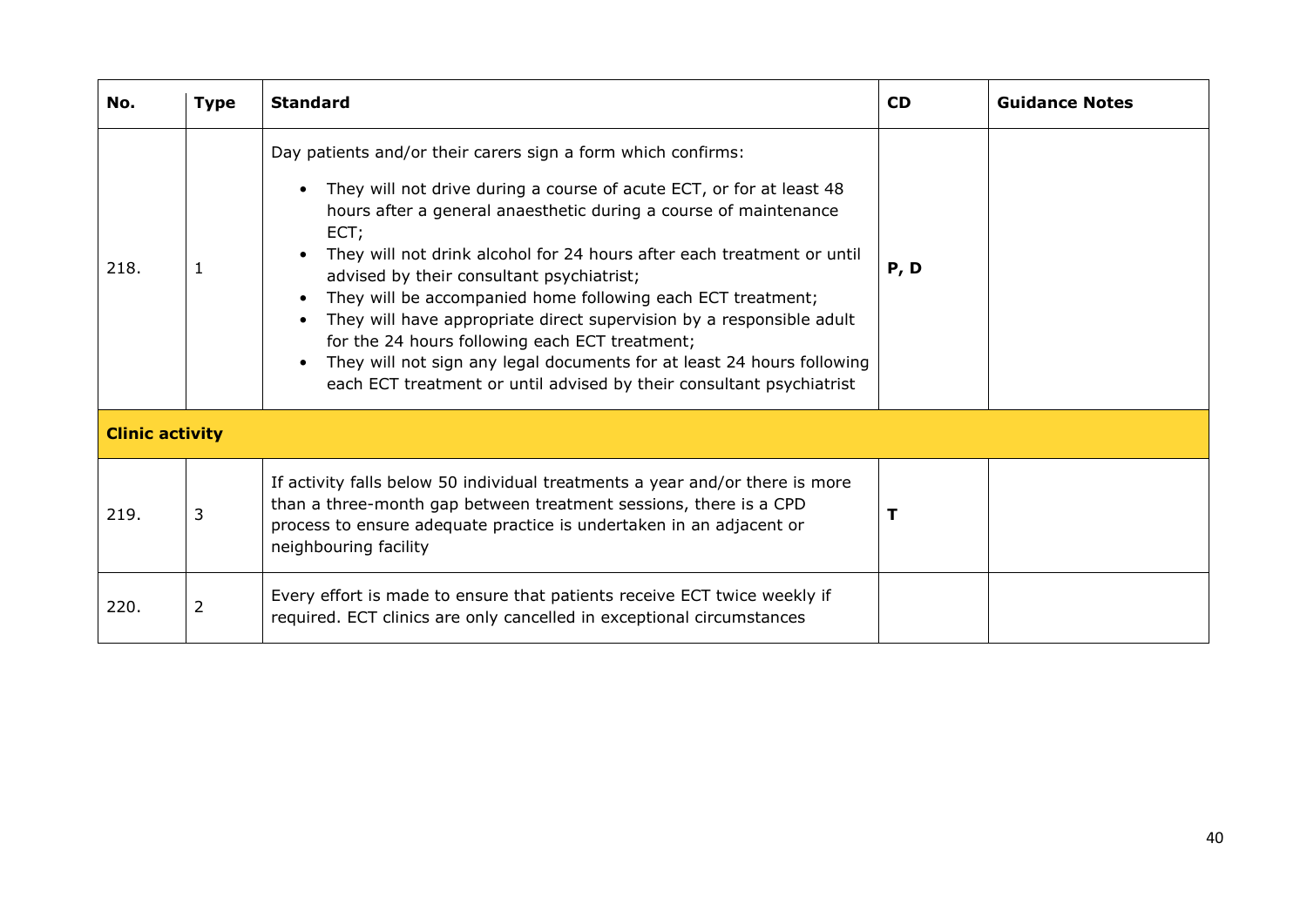| No. | Type | Standard | CD | Guidance Notes |
|---|---|---|---|---|
| 218. | 1 | Day patients and/or their carers sign a form which confirms:<br>• They will not drive during a course of acute ECT, or for at least 48 hours after a general anaesthetic during a course of maintenance ECT;<br>• They will not drink alcohol for 24 hours after each treatment or until advised by their consultant psychiatrist;<br>• They will be accompanied home following each ECT treatment;<br>• They will have appropriate direct supervision by a responsible adult for the 24 hours following each ECT treatment;<br>• They will not sign any legal documents for at least 24 hours following each ECT treatment or until advised by their consultant psychiatrist | **P, D** | |
| **Clinic activity** | | | | |
| 219. | 3 | If activity falls below 50 individual treatments a year and/or there is more than a three-month gap between treatment sessions, there is a CPD process to ensure adequate practice is undertaken in an adjacent or neighbouring facility | **T** | |
| 220. | 2 | Every effort is made to ensure that patients receive ECT twice weekly if required. ECT clinics are only cancelled in exceptional circumstances | | |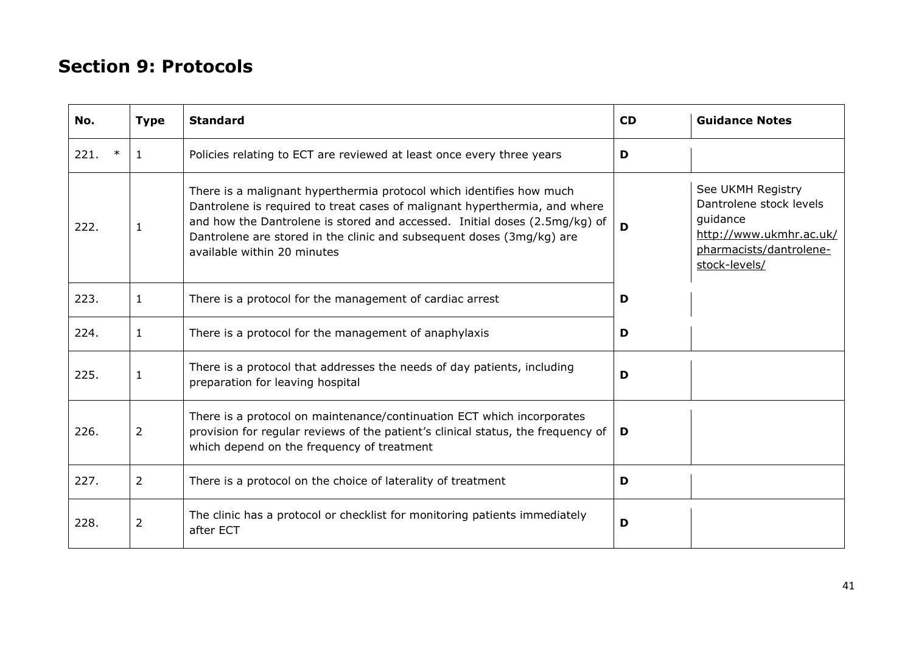## Section 9: Protocols

| No. | Type | Standard | CD | Guidance Notes |
|---|---|---|---|---|
| 221. * | 1 | Policies relating to ECT are reviewed at least once every three years | D | |
| 222. | 1 | There is a malignant hyperthermia protocol which identifies how much Dantrolene is required to treat cases of malignant hyperthermia, and where and how the Dantrolene is stored and accessed. Initial doses (2.5mg/kg) of Dantrolene are stored in the clinic and subsequent doses (3mg/kg) are available within 20 minutes | D | See UKMH Registry Dantrolene stock levels guidance http://www.ukmhr.ac.uk/pharmacists/dantrolene-stock-levels/ |
| 223. | 1 | There is a protocol for the management of cardiac arrest | D | |
| 224. | 1 | There is a protocol for the management of anaphylaxis | D | |
| 225. | 1 | There is a protocol that addresses the needs of day patients, including preparation for leaving hospital | D | |
| 226. | 2 | There is a protocol on maintenance/continuation ECT which incorporates provision for regular reviews of the patient's clinical status, the frequency of which depend on the frequency of treatment | D | |
| 227. | 2 | There is a protocol on the choice of laterality of treatment | D | |
| 228. | 2 | The clinic has a protocol or checklist for monitoring patients immediately after ECT | D | |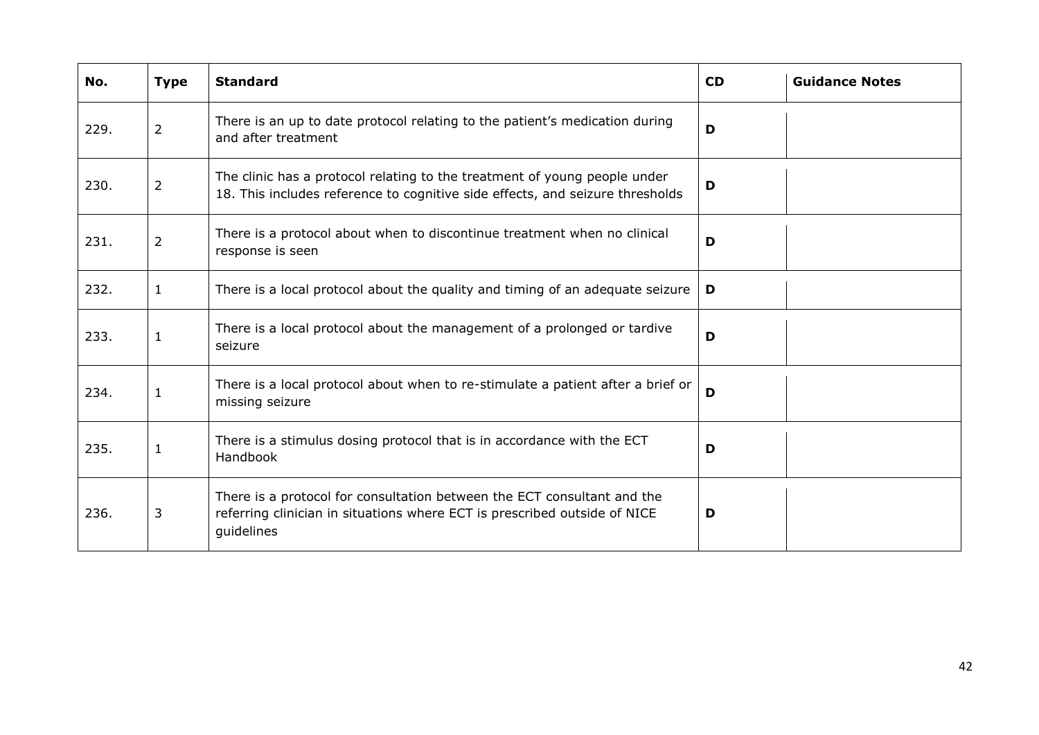| No. | Type | Standard | CD | Guidance Notes |
|---|---|---|---|---|
| 229. | 2 | There is an up to date protocol relating to the patient's medication during and after treatment | **D** | |
| 230. | 2 | The clinic has a protocol relating to the treatment of young people under 18. This includes reference to cognitive side effects, and seizure thresholds | **D** | |
| 231. | 2 | There is a protocol about when to discontinue treatment when no clinical response is seen | **D** | |
| 232. | 1 | There is a local protocol about the quality and timing of an adequate seizure | **D** | |
| 233. | 1 | There is a local protocol about the management of a prolonged or tardive seizure | **D** | |
| 234. | 1 | There is a local protocol about when to re-stimulate a patient after a brief or missing seizure | **D** | |
| 235. | 1 | There is a stimulus dosing protocol that is in accordance with the ECT Handbook | **D** | |
| 236. | 3 | There is a protocol for consultation between the ECT consultant and the referring clinician in situations where ECT is prescribed outside of NICE guidelines | **D** | |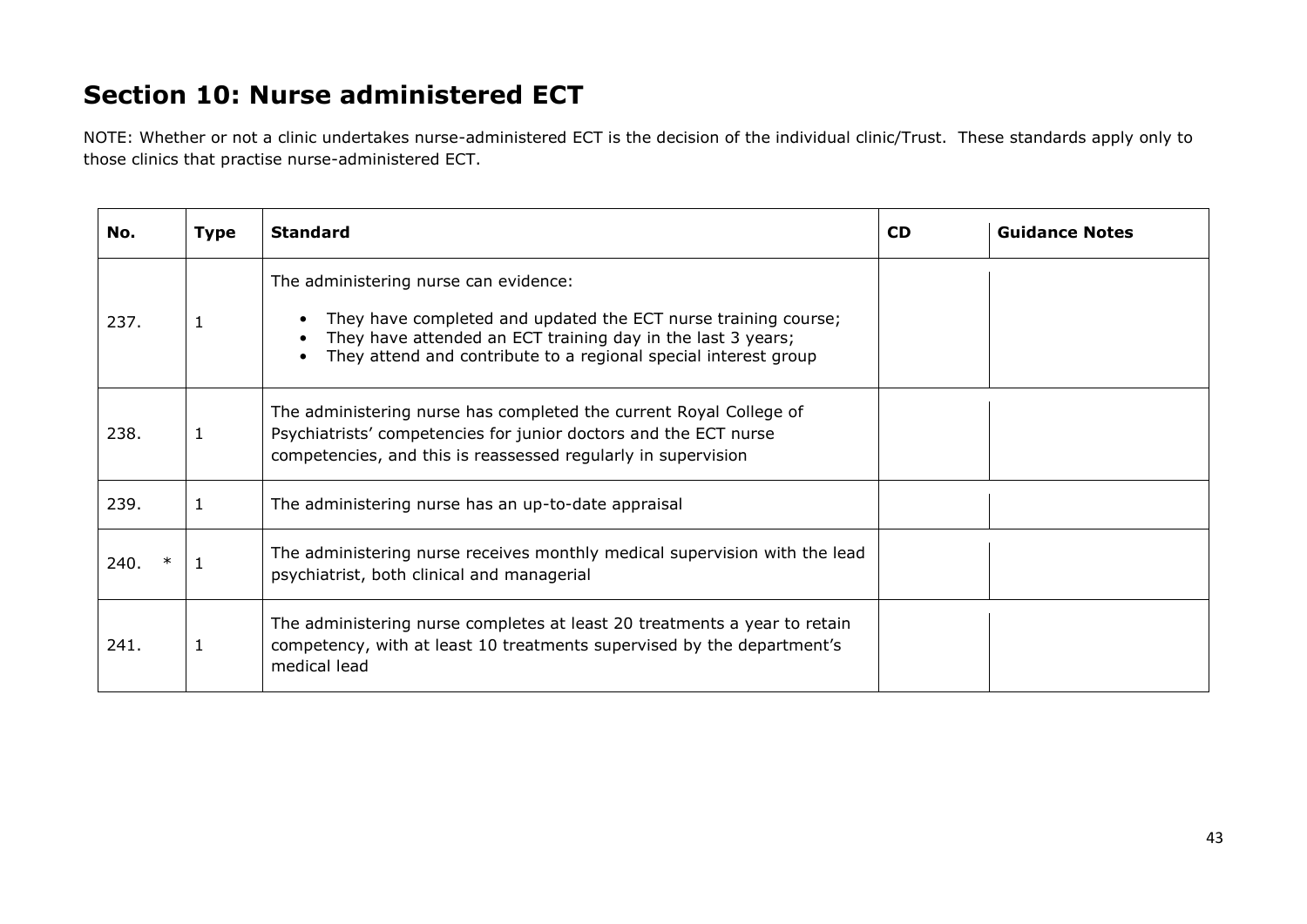# Section 10: Nurse administered ECT

NOTE: Whether or not a clinic undertakes nurse-administered ECT is the decision of the individual clinic/Trust. These standards apply only to those clinics that practise nurse-administered ECT.

| No. | Type | Standard | CD | Guidance Notes |
|---|---|---|---|---|
| 237. | 1 | The administering nurse can evidence:<br>• They have completed and updated the ECT nurse training course;<br>• They have attended an ECT training day in the last 3 years;<br>• They attend and contribute to a regional special interest group | | |
| 238. | 1 | The administering nurse has completed the current Royal College of Psychiatrists' competencies for junior doctors and the ECT nurse competencies, and this is reassessed regularly in supervision | | |
| 239. | 1 | The administering nurse has an up-to-date appraisal | | |
| 240. * | 1 | The administering nurse receives monthly medical supervision with the lead psychiatrist, both clinical and managerial | | |
| 241. | 1 | The administering nurse completes at least 20 treatments a year to retain competency, with at least 10 treatments supervised by the department's medical lead | | |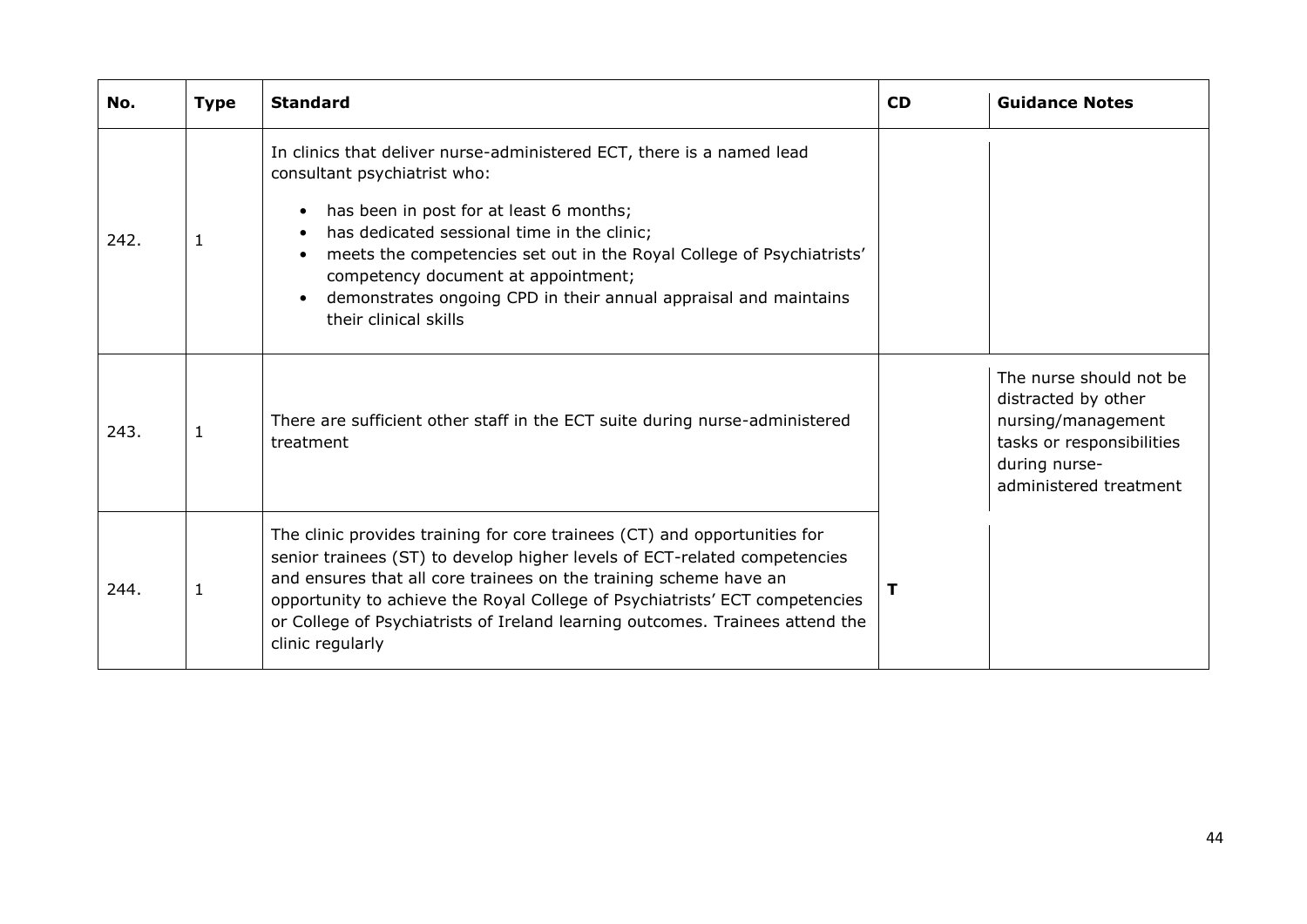| No. | Type | Standard | CD | Guidance Notes |
|---|---|---|---|---|
| 242. | 1 | In clinics that deliver nurse-administered ECT, there is a named lead consultant psychiatrist who:<br>• has been in post for at least 6 months;<br>• has dedicated sessional time in the clinic;<br>• meets the competencies set out in the Royal College of Psychiatrists' competency document at appointment;<br>• demonstrates ongoing CPD in their annual appraisal and maintains their clinical skills | | |
| 243. | 1 | There are sufficient other staff in the ECT suite during nurse-administered treatment | | The nurse should not be distracted by other nursing/management tasks or responsibilities during nurse-administered treatment |
| 244. | 1 | The clinic provides training for core trainees (CT) and opportunities for senior trainees (ST) to develop higher levels of ECT-related competencies and ensures that all core trainees on the training scheme have an opportunity to achieve the Royal College of Psychiatrists' ECT competencies or College of Psychiatrists of Ireland learning outcomes. Trainees attend the clinic regularly | **T** | |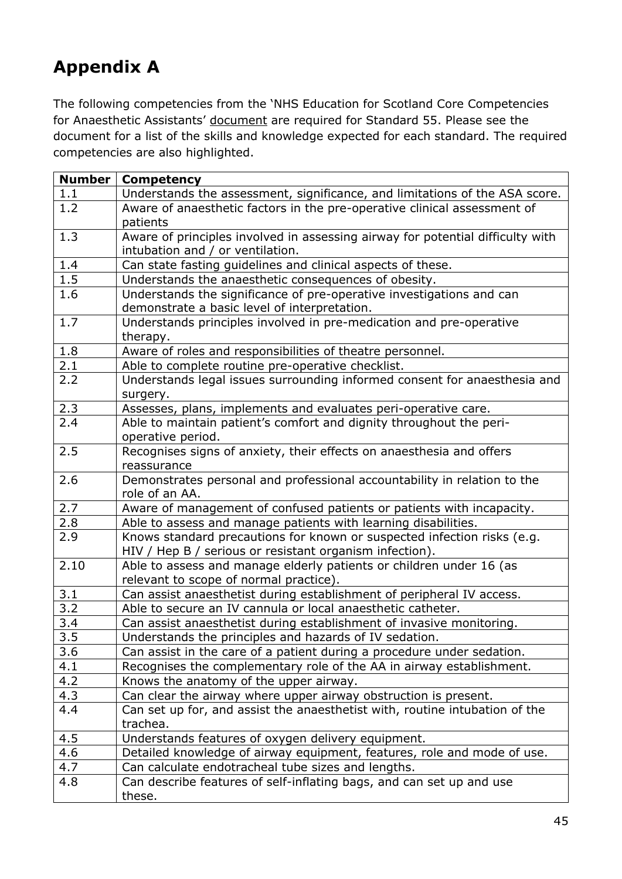# Appendix A

The following competencies from the 'NHS Education for Scotland Core Competencies for Anaesthetic Assistants' document are required for Standard 55. Please see the document for a list of the skills and knowledge expected for each standard. The required competencies are also highlighted.

| Number | Competency |
|---|---|
| 1.1 | Understands the assessment, significance, and limitations of the ASA score. |
| 1.2 | Aware of anaesthetic factors in the pre-operative clinical assessment of patients |
| 1.3 | Aware of principles involved in assessing airway for potential difficulty with intubation and / or ventilation. |
| 1.4 | Can state fasting guidelines and clinical aspects of these. |
| 1.5 | Understands the anaesthetic consequences of obesity. |
| 1.6 | Understands the significance of pre-operative investigations and can demonstrate a basic level of interpretation. |
| 1.7 | Understands principles involved in pre-medication and pre-operative therapy. |
| 1.8 | Aware of roles and responsibilities of theatre personnel. |
| 2.1 | Able to complete routine pre-operative checklist. |
| 2.2 | Understands legal issues surrounding informed consent for anaesthesia and surgery. |
| 2.3 | Assesses, plans, implements and evaluates peri-operative care. |
| 2.4 | Able to maintain patient's comfort and dignity throughout the peri-operative period. |
| 2.5 | Recognises signs of anxiety, their effects on anaesthesia and offers reassurance |
| 2.6 | Demonstrates personal and professional accountability in relation to the role of an AA. |
| 2.7 | Aware of management of confused patients or patients with incapacity. |
| 2.8 | Able to assess and manage patients with learning disabilities. |
| 2.9 | Knows standard precautions for known or suspected infection risks (e.g. HIV / Hep B / serious or resistant organism infection). |
| 2.10 | Able to assess and manage elderly patients or children under 16 (as relevant to scope of normal practice). |
| 3.1 | Can assist anaesthetist during establishment of peripheral IV access. |
| 3.2 | Able to secure an IV cannula or local anaesthetic catheter. |
| 3.4 | Can assist anaesthetist during establishment of invasive monitoring. |
| 3.5 | Understands the principles and hazards of IV sedation. |
| 3.6 | Can assist in the care of a patient during a procedure under sedation. |
| 4.1 | Recognises the complementary role of the AA in airway establishment. |
| 4.2 | Knows the anatomy of the upper airway. |
| 4.3 | Can clear the airway where upper airway obstruction is present. |
| 4.4 | Can set up for, and assist the anaesthetist with, routine intubation of the trachea. |
| 4.5 | Understands features of oxygen delivery equipment. |
| 4.6 | Detailed knowledge of airway equipment, features, role and mode of use. |
| 4.7 | Can calculate endotracheal tube sizes and lengths. |
| 4.8 | Can describe features of self-inflating bags, and can set up and use these. |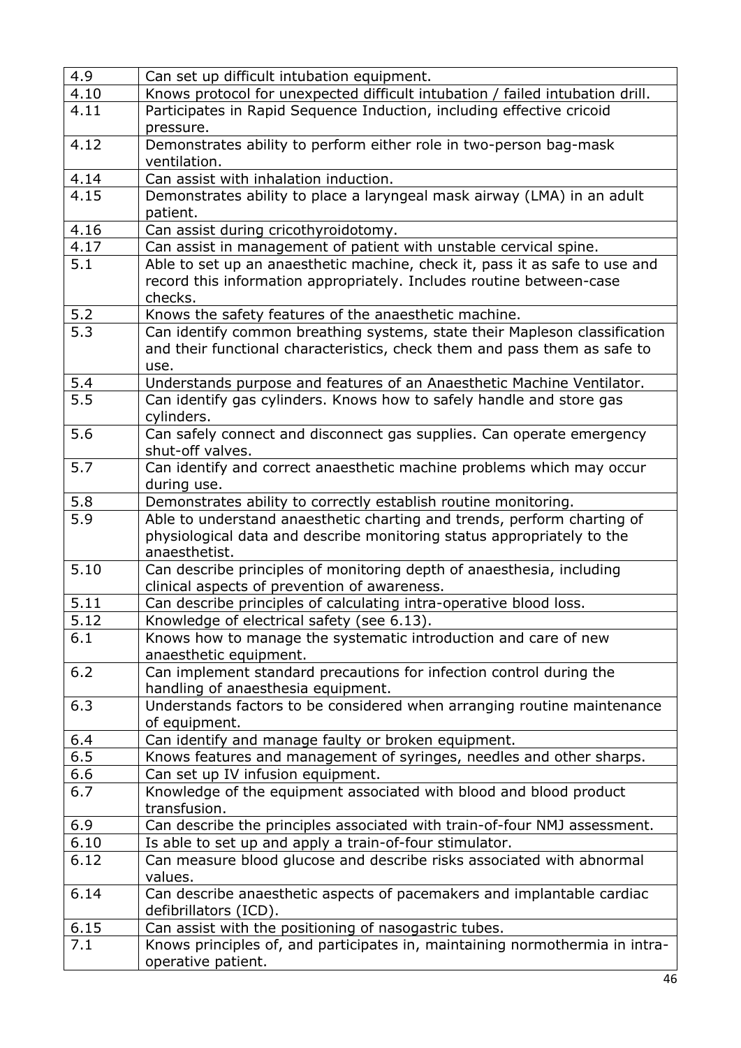| 4.9 | Can set up difficult intubation equipment. |
|---|---|
| 4.10 | Knows protocol for unexpected difficult intubation / failed intubation drill. |
| 4.11 | Participates in Rapid Sequence Induction, including effective cricoid pressure. |
| 4.12 | Demonstrates ability to perform either role in two-person bag-mask ventilation. |
| 4.14 | Can assist with inhalation induction. |
| 4.15 | Demonstrates ability to place a laryngeal mask airway (LMA) in an adult patient. |
| 4.16 | Can assist during cricothyroidotomy. |
| 4.17 | Can assist in management of patient with unstable cervical spine. |
| 5.1 | Able to set up an anaesthetic machine, check it, pass it as safe to use and record this information appropriately. Includes routine between-case checks. |
| 5.2 | Knows the safety features of the anaesthetic machine. |
| 5.3 | Can identify common breathing systems, state their Mapleson classification and their functional characteristics, check them and pass them as safe to use. |
| 5.4 | Understands purpose and features of an Anaesthetic Machine Ventilator. |
| 5.5 | Can identify gas cylinders. Knows how to safely handle and store gas cylinders. |
| 5.6 | Can safely connect and disconnect gas supplies. Can operate emergency shut-off valves. |
| 5.7 | Can identify and correct anaesthetic machine problems which may occur during use. |
| 5.8 | Demonstrates ability to correctly establish routine monitoring. |
| 5.9 | Able to understand anaesthetic charting and trends, perform charting of physiological data and describe monitoring status appropriately to the anaesthetist. |
| 5.10 | Can describe principles of monitoring depth of anaesthesia, including clinical aspects of prevention of awareness. |
| 5.11 | Can describe principles of calculating intra-operative blood loss. |
| 5.12 | Knowledge of electrical safety (see 6.13). |
| 6.1 | Knows how to manage the systematic introduction and care of new anaesthetic equipment. |
| 6.2 | Can implement standard precautions for infection control during the handling of anaesthesia equipment. |
| 6.3 | Understands factors to be considered when arranging routine maintenance of equipment. |
| 6.4 | Can identify and manage faulty or broken equipment. |
| 6.5 | Knows features and management of syringes, needles and other sharps. |
| 6.6 | Can set up IV infusion equipment. |
| 6.7 | Knowledge of the equipment associated with blood and blood product transfusion. |
| 6.9 | Can describe the principles associated with train-of-four NMJ assessment. |
| 6.10 | Is able to set up and apply a train-of-four stimulator. |
| 6.12 | Can measure blood glucose and describe risks associated with abnormal values. |
| 6.14 | Can describe anaesthetic aspects of pacemakers and implantable cardiac defibrillators (ICD). |
| 6.15 | Can assist with the positioning of nasogastric tubes. |
| 7.1 | Knows principles of, and participates in, maintaining normothermia in intra-operative patient. |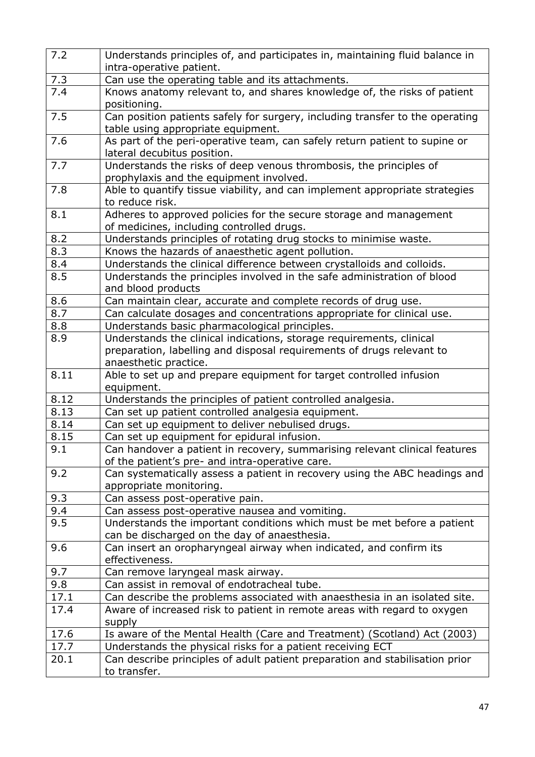| | |
|---|---|
| 7.2 | Understands principles of, and participates in, maintaining fluid balance in intra-operative patient. |
| 7.3 | Can use the operating table and its attachments. |
| 7.4 | Knows anatomy relevant to, and shares knowledge of, the risks of patient positioning. |
| 7.5 | Can position patients safely for surgery, including transfer to the operating table using appropriate equipment. |
| 7.6 | As part of the peri-operative team, can safely return patient to supine or lateral decubitus position. |
| 7.7 | Understands the risks of deep venous thrombosis, the principles of prophylaxis and the equipment involved. |
| 7.8 | Able to quantify tissue viability, and can implement appropriate strategies to reduce risk. |
| 8.1 | Adheres to approved policies for the secure storage and management of medicines, including controlled drugs. |
| 8.2 | Understands principles of rotating drug stocks to minimise waste. |
| 8.3 | Knows the hazards of anaesthetic agent pollution. |
| 8.4 | Understands the clinical difference between crystalloids and colloids. |
| 8.5 | Understands the principles involved in the safe administration of blood and blood products |
| 8.6 | Can maintain clear, accurate and complete records of drug use. |
| 8.7 | Can calculate dosages and concentrations appropriate for clinical use. |
| 8.8 | Understands basic pharmacological principles. |
| 8.9 | Understands the clinical indications, storage requirements, clinical preparation, labelling and disposal requirements of drugs relevant to anaesthetic practice. |
| 8.11 | Able to set up and prepare equipment for target controlled infusion equipment. |
| 8.12 | Understands the principles of patient controlled analgesia. |
| 8.13 | Can set up patient controlled analgesia equipment. |
| 8.14 | Can set up equipment to deliver nebulised drugs. |
| 8.15 | Can set up equipment for epidural infusion. |
| 9.1 | Can handover a patient in recovery, summarising relevant clinical features of the patient's pre- and intra-operative care. |
| 9.2 | Can systematically assess a patient in recovery using the ABC headings and appropriate monitoring. |
| 9.3 | Can assess post-operative pain. |
| 9.4 | Can assess post-operative nausea and vomiting. |
| 9.5 | Understands the important conditions which must be met before a patient can be discharged on the day of anaesthesia. |
| 9.6 | Can insert an oropharyngeal airway when indicated, and confirm its effectiveness. |
| 9.7 | Can remove laryngeal mask airway. |
| 9.8 | Can assist in removal of endotracheal tube. |
| 17.1 | Can describe the problems associated with anaesthesia in an isolated site. |
| 17.4 | Aware of increased risk to patient in remote areas with regard to oxygen supply |
| 17.6 | Is aware of the Mental Health (Care and Treatment) (Scotland) Act (2003) |
| 17.7 | Understands the physical risks for a patient receiving ECT |
| 20.1 | Can describe principles of adult patient preparation and stabilisation prior to transfer. |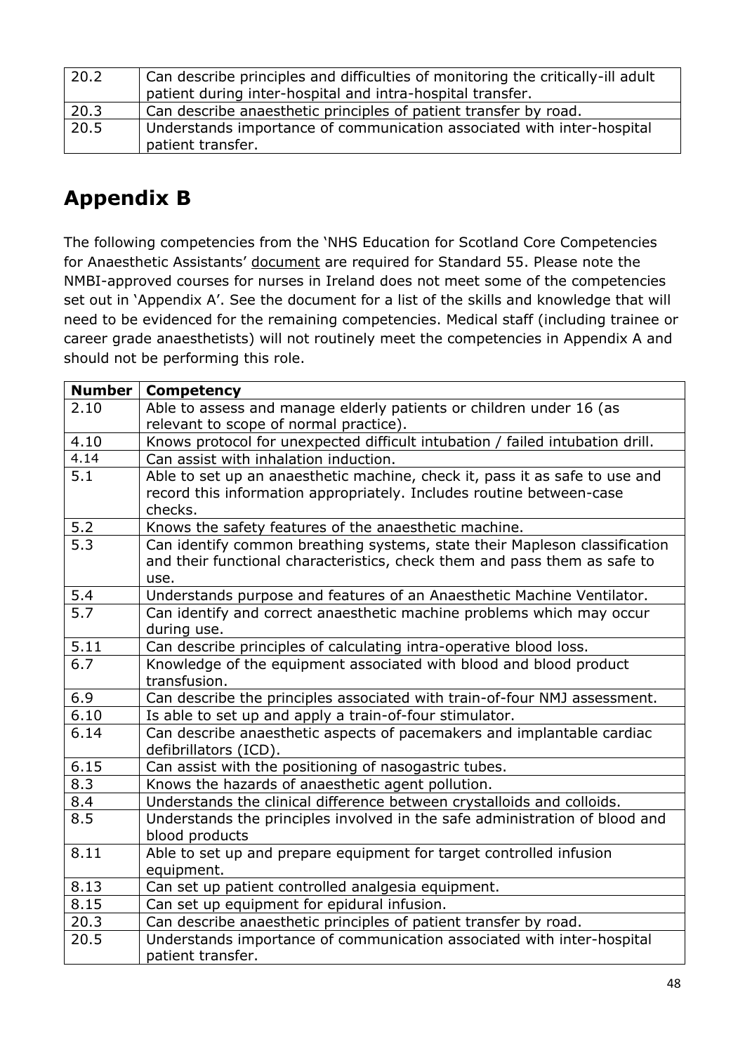| | |
|---|---|
| 20.2 | Can describe principles and difficulties of monitoring the critically-ill adult patient during inter-hospital and intra-hospital transfer. |
| 20.3 | Can describe anaesthetic principles of patient transfer by road. |
| 20.5 | Understands importance of communication associated with inter-hospital patient transfer. |

# Appendix B

The following competencies from the 'NHS Education for Scotland Core Competencies for Anaesthetic Assistants' document are required for Standard 55. Please note the NMBI-approved courses for nurses in Ireland does not meet some of the competencies set out in 'Appendix A'. See the document for a list of the skills and knowledge that will need to be evidenced for the remaining competencies. Medical staff (including trainee or career grade anaesthetists) will not routinely meet the competencies in Appendix A and should not be performing this role.

| Number | Competency |
|---|---|
| 2.10 | Able to assess and manage elderly patients or children under 16 (as relevant to scope of normal practice). |
| 4.10 | Knows protocol for unexpected difficult intubation / failed intubation drill. |
| 4.14 | Can assist with inhalation induction. |
| 5.1 | Able to set up an anaesthetic machine, check it, pass it as safe to use and record this information appropriately. Includes routine between-case checks. |
| 5.2 | Knows the safety features of the anaesthetic machine. |
| 5.3 | Can identify common breathing systems, state their Mapleson classification and their functional characteristics, check them and pass them as safe to use. |
| 5.4 | Understands purpose and features of an Anaesthetic Machine Ventilator. |
| 5.7 | Can identify and correct anaesthetic machine problems which may occur during use. |
| 5.11 | Can describe principles of calculating intra-operative blood loss. |
| 6.7 | Knowledge of the equipment associated with blood and blood product transfusion. |
| 6.9 | Can describe the principles associated with train-of-four NMJ assessment. |
| 6.10 | Is able to set up and apply a train-of-four stimulator. |
| 6.14 | Can describe anaesthetic aspects of pacemakers and implantable cardiac defibrillators (ICD). |
| 6.15 | Can assist with the positioning of nasogastric tubes. |
| 8.3 | Knows the hazards of anaesthetic agent pollution. |
| 8.4 | Understands the clinical difference between crystalloids and colloids. |
| 8.5 | Understands the principles involved in the safe administration of blood and blood products |
| 8.11 | Able to set up and prepare equipment for target controlled infusion equipment. |
| 8.13 | Can set up patient controlled analgesia equipment. |
| 8.15 | Can set up equipment for epidural infusion. |
| 20.3 | Can describe anaesthetic principles of patient transfer by road. |
| 20.5 | Understands importance of communication associated with inter-hospital patient transfer. |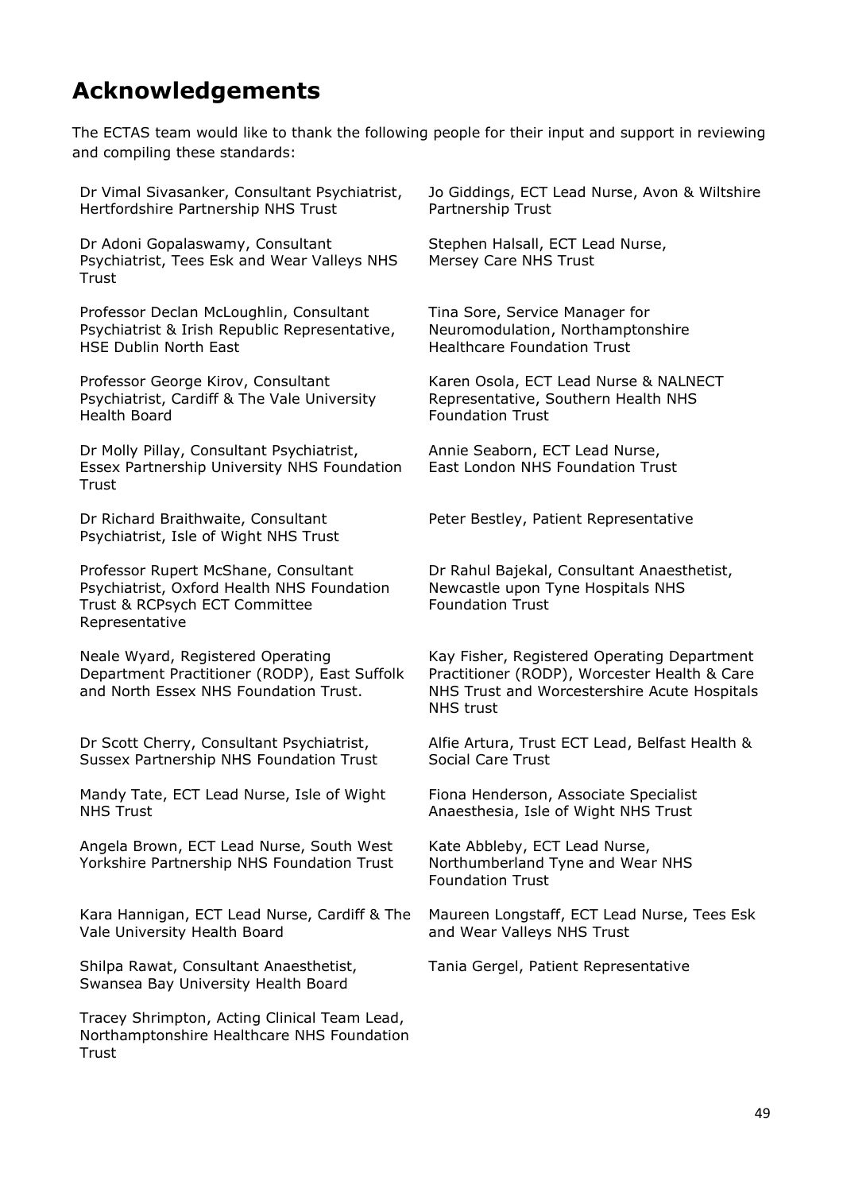# Acknowledgements

The ECTAS team would like to thank the following people for their input and support in reviewing and compiling these standards:

Dr Vimal Sivasanker, Consultant Psychiatrist, Hertfordshire Partnership NHS Trust

Dr Adoni Gopalaswamy, Consultant Psychiatrist, Tees Esk and Wear Valleys NHS Trust

Professor Declan McLoughlin, Consultant Psychiatrist & Irish Republic Representative, HSE Dublin North East

Professor George Kirov, Consultant Psychiatrist, Cardiff & The Vale University Health Board

Dr Molly Pillay, Consultant Psychiatrist, Essex Partnership University NHS Foundation Trust

Dr Richard Braithwaite, Consultant Psychiatrist, Isle of Wight NHS Trust

Professor Rupert McShane, Consultant Psychiatrist, Oxford Health NHS Foundation Trust & RCPsych ECT Committee Representative

Neale Wyard, Registered Operating Department Practitioner (RODP), East Suffolk and North Essex NHS Foundation Trust.

Dr Scott Cherry, Consultant Psychiatrist, Sussex Partnership NHS Foundation Trust

Mandy Tate, ECT Lead Nurse, Isle of Wight NHS Trust

Angela Brown, ECT Lead Nurse, South West Yorkshire Partnership NHS Foundation Trust

Kara Hannigan, ECT Lead Nurse, Cardiff & The Vale University Health Board

Shilpa Rawat, Consultant Anaesthetist, Swansea Bay University Health Board

Tracey Shrimpton, Acting Clinical Team Lead, Northamptonshire Healthcare NHS Foundation Trust

Jo Giddings, ECT Lead Nurse, Avon & Wiltshire Partnership Trust

Stephen Halsall, ECT Lead Nurse, Mersey Care NHS Trust

Tina Sore, Service Manager for Neuromodulation, Northamptonshire Healthcare Foundation Trust

Karen Osola, ECT Lead Nurse & NALNECT Representative, Southern Health NHS Foundation Trust

Annie Seaborn, ECT Lead Nurse, East London NHS Foundation Trust

Peter Bestley, Patient Representative

Dr Rahul Bajekal, Consultant Anaesthetist, Newcastle upon Tyne Hospitals NHS Foundation Trust

Kay Fisher, Registered Operating Department Practitioner (RODP), Worcester Health & Care NHS Trust and Worcestershire Acute Hospitals NHS trust

Alfie Artura, Trust ECT Lead, Belfast Health & Social Care Trust

Fiona Henderson, Associate Specialist Anaesthesia, Isle of Wight NHS Trust

Kate Abbleby, ECT Lead Nurse, Northumberland Tyne and Wear NHS Foundation Trust

Maureen Longstaff, ECT Lead Nurse, Tees Esk and Wear Valleys NHS Trust

Tania Gergel, Patient Representative